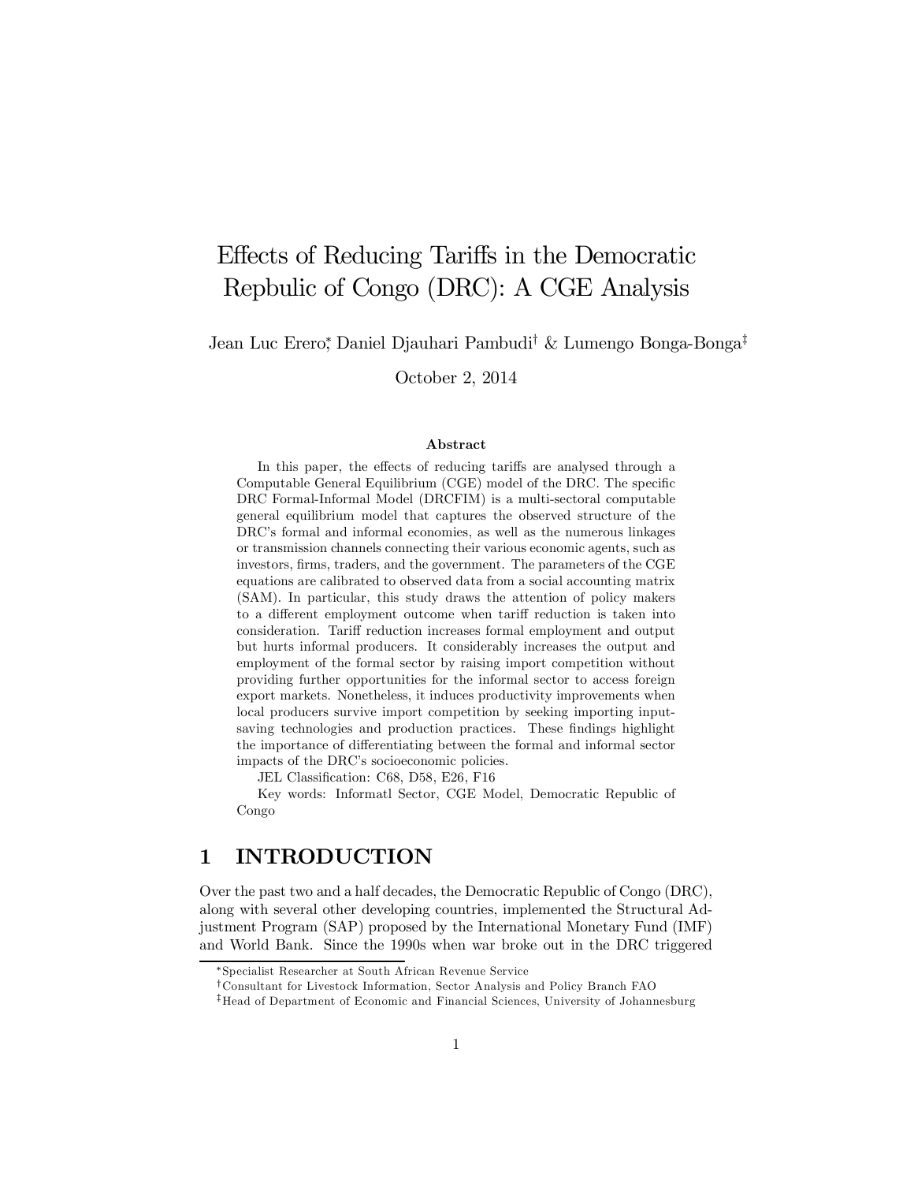# Effects of Reducing Tariffs in the Democratic Repbulic of Congo (DRC): A CGE Analysis

Jean Luc Erero[*], Daniel Djauhari Pambudi[†] & Lumengo Bonga-Bonga[‡]

October 2, 2014

**Abstract**

In this paper, the effects of reducing tariffs are analysed through a Computable General Equilibrium (CGE) model of the DRC. The specific DRC Formal-Informal Model (DRCFIM) is a multi-sectoral computable general equilibrium model that captures the observed structure of the DRC's formal and informal economies, as well as the numerous linkages or transmission channels connecting their various economic agents, such as investors, firms, traders, and the government. The parameters of the CGE equations are calibrated to observed data from a social accounting matrix (SAM). In particular, this study draws the attention of policy makers to a different employment outcome when tariff reduction is taken into consideration. Tariff reduction increases formal employment and output but hurts informal producers. It considerably increases the output and employment of the formal sector by raising import competition without providing further opportunities for the informal sector to access foreign export markets. Nonetheless, it induces productivity improvements when local producers survive import competition by seeking importing input-saving technologies and production practices. These findings highlight the importance of differentiating between the formal and informal sector impacts of the DRC's socioeconomic policies.

JEL Classification: C68, D58, E26, F16

Key words: Informatl Sector, CGE Model, Democratic Republic of Congo

## 1 INTRODUCTION

Over the past two and a half decades, the Democratic Republic of Congo (DRC), along with several other developing countries, implemented the Structural Adjustment Program (SAP) proposed by the International Monetary Fund (IMF) and World Bank. Since the 1990s when war broke out in the DRC triggered

[*] Specialist Researcher at South African Revenue Service

[†] Consultant for Livestock Information, Sector Analysis and Policy Branch FAO

[‡] Head of Department of Economic and Financial Sciences, University of Johannesburg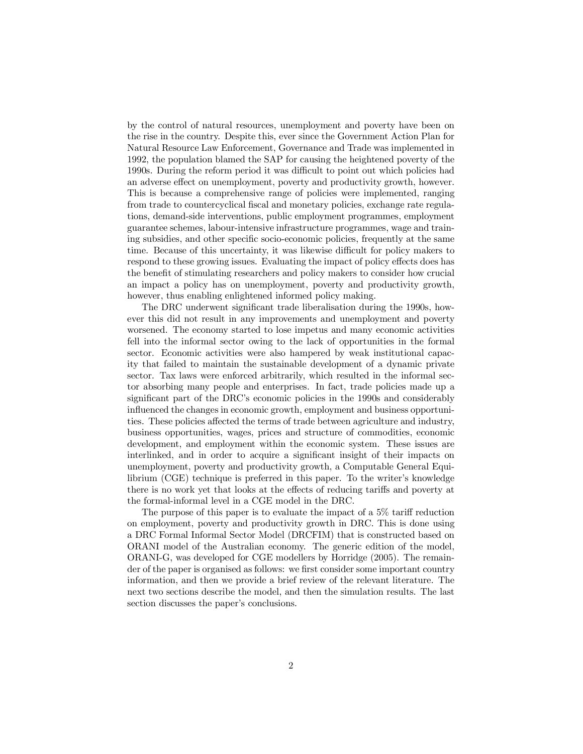by the control of natural resources, unemployment and poverty have been on the rise in the country. Despite this, ever since the Government Action Plan for Natural Resource Law Enforcement, Governance and Trade was implemented in 1992, the population blamed the SAP for causing the heightened poverty of the 1990s. During the reform period it was difficult to point out which policies had an adverse effect on unemployment, poverty and productivity growth, however. This is because a comprehensive range of policies were implemented, ranging from trade to countercyclical fiscal and monetary policies, exchange rate regulations, demand-side interventions, public employment programmes, employment guarantee schemes, labour-intensive infrastructure programmes, wage and training subsidies, and other specific socio-economic policies, frequently at the same time. Because of this uncertainty, it was likewise difficult for policy makers to respond to these growing issues. Evaluating the impact of policy effects does has the benefit of stimulating researchers and policy makers to consider how crucial an impact a policy has on unemployment, poverty and productivity growth, however, thus enabling enlightened informed policy making.

The DRC underwent significant trade liberalisation during the 1990s, however this did not result in any improvements and unemployment and poverty worsened. The economy started to lose impetus and many economic activities fell into the informal sector owing to the lack of opportunities in the formal sector. Economic activities were also hampered by weak institutional capacity that failed to maintain the sustainable development of a dynamic private sector. Tax laws were enforced arbitrarily, which resulted in the informal sector absorbing many people and enterprises. In fact, trade policies made up a significant part of the DRC's economic policies in the 1990s and considerably influenced the changes in economic growth, employment and business opportunities. These policies affected the terms of trade between agriculture and industry, business opportunities, wages, prices and structure of commodities, economic development, and employment within the economic system. These issues are interlinked, and in order to acquire a significant insight of their impacts on unemployment, poverty and productivity growth, a Computable General Equilibrium (CGE) technique is preferred in this paper. To the writer's knowledge there is no work yet that looks at the effects of reducing tariffs and poverty at the formal-informal level in a CGE model in the DRC.

The purpose of this paper is to evaluate the impact of a 5% tariff reduction on employment, poverty and productivity growth in DRC. This is done using a DRC Formal Informal Sector Model (DRCFIM) that is constructed based on ORANI model of the Australian economy. The generic edition of the model, ORANI-G, was developed for CGE modellers by Horridge (2005). The remainder of the paper is organised as follows: we first consider some important country information, and then we provide a brief review of the relevant literature. The next two sections describe the model, and then the simulation results. The last section discusses the paper's conclusions.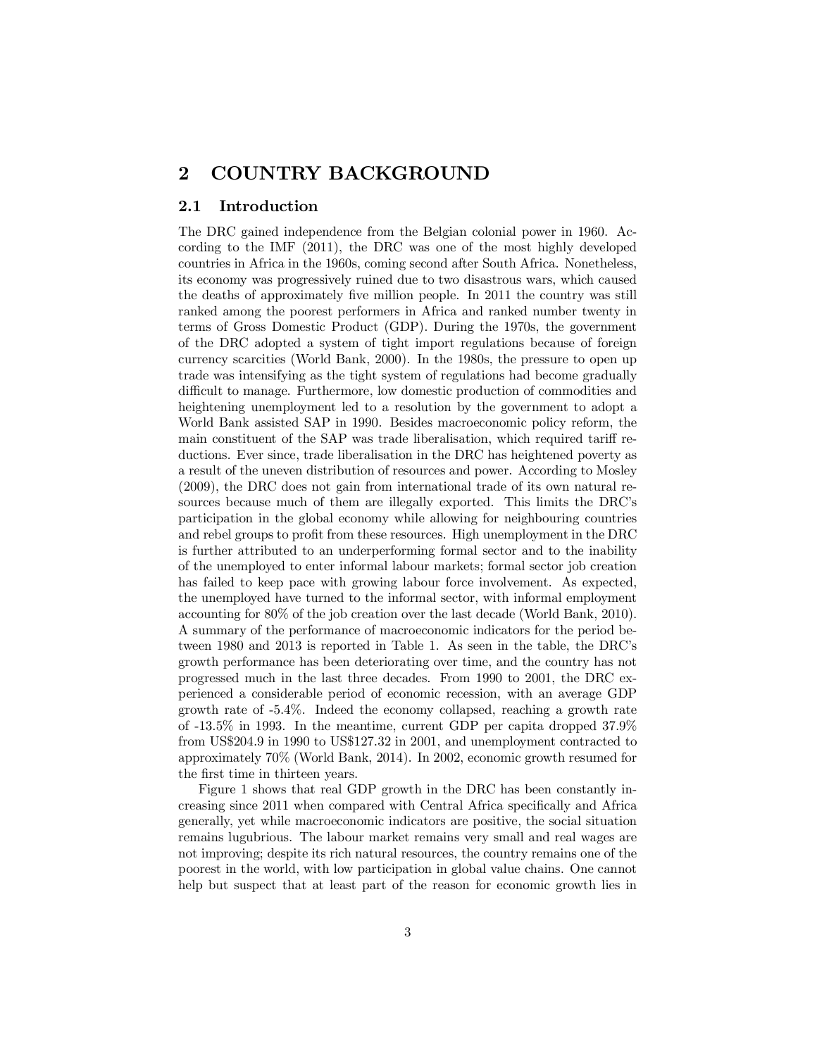## 2 COUNTRY BACKGROUND

### 2.1 Introduction

The DRC gained independence from the Belgian colonial power in 1960. According to the IMF (2011), the DRC was one of the most highly developed countries in Africa in the 1960s, coming second after South Africa. Nonetheless, its economy was progressively ruined due to two disastrous wars, which caused the deaths of approximately five million people. In 2011 the country was still ranked among the poorest performers in Africa and ranked number twenty in terms of Gross Domestic Product (GDP). During the 1970s, the government of the DRC adopted a system of tight import regulations because of foreign currency scarcities (World Bank, 2000). In the 1980s, the pressure to open up trade was intensifying as the tight system of regulations had become gradually difficult to manage. Furthermore, low domestic production of commodities and heightening unemployment led to a resolution by the government to adopt a World Bank assisted SAP in 1990. Besides macroeconomic policy reform, the main constituent of the SAP was trade liberalisation, which required tariff reductions. Ever since, trade liberalisation in the DRC has heightened poverty as a result of the uneven distribution of resources and power. According to Mosley (2009), the DRC does not gain from international trade of its own natural resources because much of them are illegally exported. This limits the DRC's participation in the global economy while allowing for neighbouring countries and rebel groups to profit from these resources. High unemployment in the DRC is further attributed to an underperforming formal sector and to the inability of the unemployed to enter informal labour markets; formal sector job creation has failed to keep pace with growing labour force involvement. As expected, the unemployed have turned to the informal sector, with informal employment accounting for 80% of the job creation over the last decade (World Bank, 2010). A summary of the performance of macroeconomic indicators for the period between 1980 and 2013 is reported in Table 1. As seen in the table, the DRC's growth performance has been deteriorating over time, and the country has not progressed much in the last three decades. From 1990 to 2001, the DRC experienced a considerable period of economic recession, with an average GDP growth rate of -5.4%. Indeed the economy collapsed, reaching a growth rate of -13.5% in 1993. In the meantime, current GDP per capita dropped 37.9% from US$204.9 in 1990 to US$127.32 in 2001, and unemployment contracted to approximately 70% (World Bank, 2014). In 2002, economic growth resumed for the first time in thirteen years.

Figure 1 shows that real GDP growth in the DRC has been constantly increasing since 2011 when compared with Central Africa specifically and Africa generally, yet while macroeconomic indicators are positive, the social situation remains lugubrious. The labour market remains very small and real wages are not improving; despite its rich natural resources, the country remains one of the poorest in the world, with low participation in global value chains. One cannot help but suspect that at least part of the reason for economic growth lies in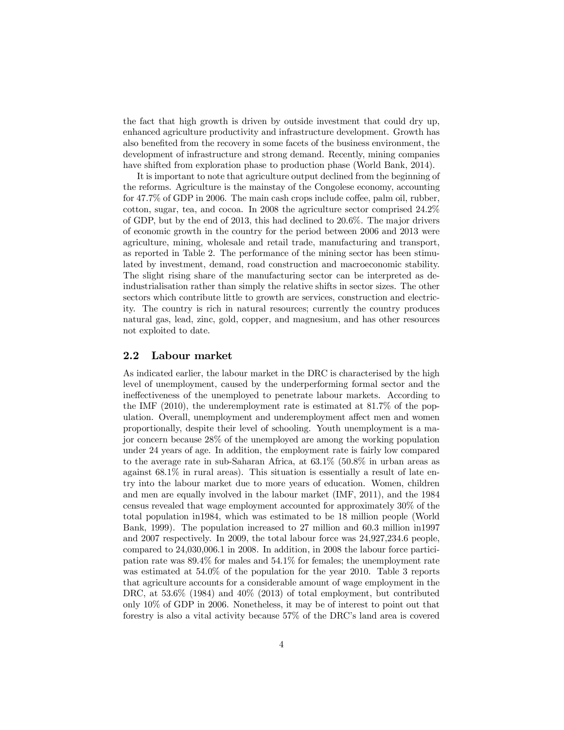the fact that high growth is driven by outside investment that could dry up, enhanced agriculture productivity and infrastructure development. Growth has also benefited from the recovery in some facets of the business environment, the development of infrastructure and strong demand. Recently, mining companies have shifted from exploration phase to production phase (World Bank, 2014).

It is important to note that agriculture output declined from the beginning of the reforms. Agriculture is the mainstay of the Congolese economy, accounting for 47.7% of GDP in 2006. The main cash crops include coffee, palm oil, rubber, cotton, sugar, tea, and cocoa. In 2008 the agriculture sector comprised 24.2% of GDP, but by the end of 2013, this had declined to 20.6%. The major drivers of economic growth in the country for the period between 2006 and 2013 were agriculture, mining, wholesale and retail trade, manufacturing and transport, as reported in Table 2. The performance of the mining sector has been stimulated by investment, demand, road construction and macroeconomic stability. The slight rising share of the manufacturing sector can be interpreted as de-industrialisation rather than simply the relative shifts in sector sizes. The other sectors which contribute little to growth are services, construction and electricity. The country is rich in natural resources; currently the country produces natural gas, lead, zinc, gold, copper, and magnesium, and has other resources not exploited to date.

## 2.2 Labour market

As indicated earlier, the labour market in the DRC is characterised by the high level of unemployment, caused by the underperforming formal sector and the ineffectiveness of the unemployed to penetrate labour markets. According to the IMF (2010), the underemployment rate is estimated at 81.7% of the population. Overall, unemployment and underemployment affect men and women proportionally, despite their level of schooling. Youth unemployment is a major concern because 28% of the unemployed are among the working population under 24 years of age. In addition, the employment rate is fairly low compared to the average rate in sub-Saharan Africa, at 63.1% (50.8% in urban areas as against 68.1% in rural areas). This situation is essentially a result of late entry into the labour market due to more years of education. Women, children and men are equally involved in the labour market (IMF, 2011), and the 1984 census revealed that wage employment accounted for approximately 30% of the total population in1984, which was estimated to be 18 million people (World Bank, 1999). The population increased to 27 million and 60.3 million in1997 and 2007 respectively. In 2009, the total labour force was 24,927,234.6 people, compared to 24,030,006.1 in 2008. In addition, in 2008 the labour force participation rate was 89.4% for males and 54.1% for females; the unemployment rate was estimated at 54.0% of the population for the year 2010. Table 3 reports that agriculture accounts for a considerable amount of wage employment in the DRC, at 53.6% (1984) and 40% (2013) of total employment, but contributed only 10% of GDP in 2006. Nonetheless, it may be of interest to point out that forestry is also a vital activity because 57% of the DRC's land area is covered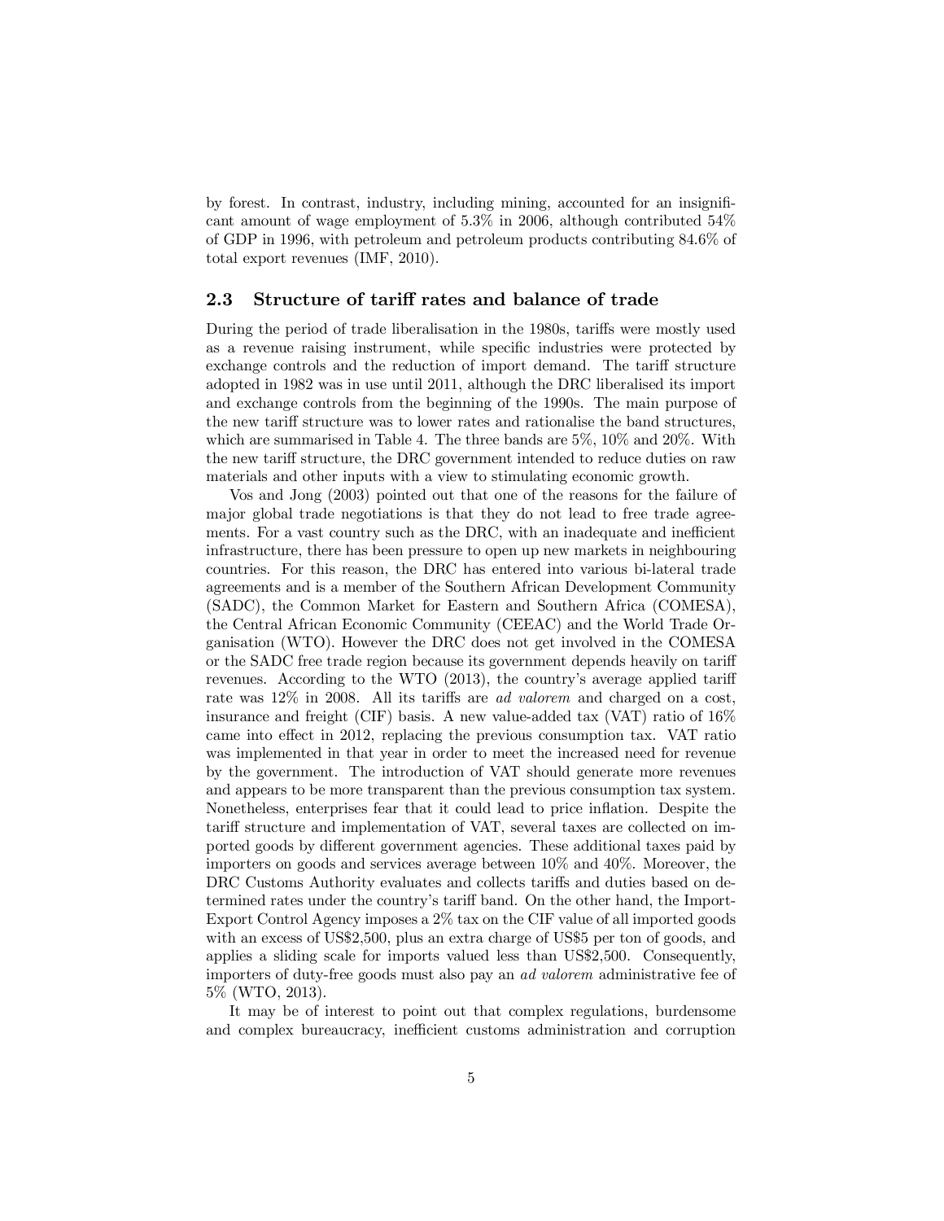by forest. In contrast, industry, including mining, accounted for an insignificant amount of wage employment of 5.3% in 2006, although contributed 54% of GDP in 1996, with petroleum and petroleum products contributing 84.6% of total export revenues (IMF, 2010).

### 2.3 Structure of tariff rates and balance of trade

During the period of trade liberalisation in the 1980s, tariffs were mostly used as a revenue raising instrument, while specific industries were protected by exchange controls and the reduction of import demand. The tariff structure adopted in 1982 was in use until 2011, although the DRC liberalised its import and exchange controls from the beginning of the 1990s. The main purpose of the new tariff structure was to lower rates and rationalise the band structures, which are summarised in Table 4. The three bands are 5%, 10% and 20%. With the new tariff structure, the DRC government intended to reduce duties on raw materials and other inputs with a view to stimulating economic growth.

Vos and Jong (2003) pointed out that one of the reasons for the failure of major global trade negotiations is that they do not lead to free trade agreements. For a vast country such as the DRC, with an inadequate and inefficient infrastructure, there has been pressure to open up new markets in neighbouring countries. For this reason, the DRC has entered into various bi-lateral trade agreements and is a member of the Southern African Development Community (SADC), the Common Market for Eastern and Southern Africa (COMESA), the Central African Economic Community (CEEAC) and the World Trade Organisation (WTO). However the DRC does not get involved in the COMESA or the SADC free trade region because its government depends heavily on tariff revenues. According to the WTO (2013), the country's average applied tariff rate was 12% in 2008. All its tariffs are *ad valorem* and charged on a cost, insurance and freight (CIF) basis. A new value-added tax (VAT) ratio of 16% came into effect in 2012, replacing the previous consumption tax. VAT ratio was implemented in that year in order to meet the increased need for revenue by the government. The introduction of VAT should generate more revenues and appears to be more transparent than the previous consumption tax system. Nonetheless, enterprises fear that it could lead to price inflation. Despite the tariff structure and implementation of VAT, several taxes are collected on imported goods by different government agencies. These additional taxes paid by importers on goods and services average between 10% and 40%. Moreover, the DRC Customs Authority evaluates and collects tariffs and duties based on determined rates under the country's tariff band. On the other hand, the Import-Export Control Agency imposes a 2% tax on the CIF value of all imported goods with an excess of US$2,500, plus an extra charge of US$5 per ton of goods, and applies a sliding scale for imports valued less than US$2,500. Consequently, importers of duty-free goods must also pay an *ad valorem* administrative fee of 5% (WTO, 2013).

It may be of interest to point out that complex regulations, burdensome and complex bureaucracy, inefficient customs administration and corruption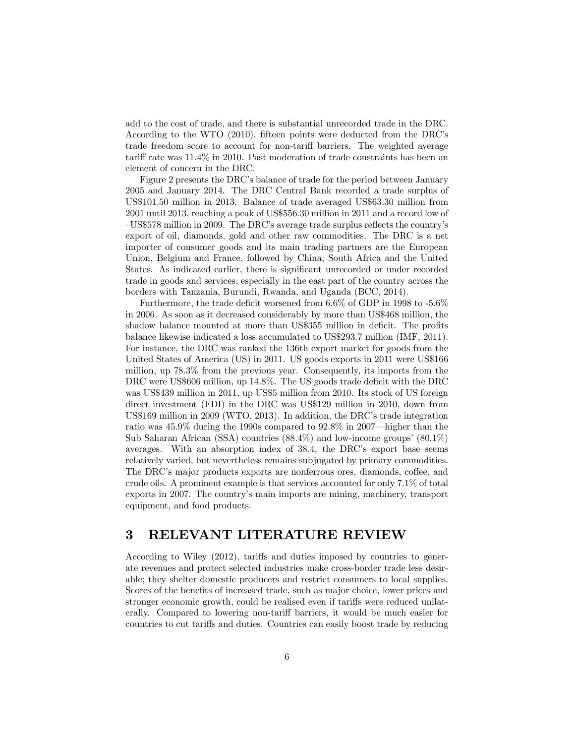add to the cost of trade, and there is substantial unrecorded trade in the DRC. According to the WTO (2010), fifteen points were deducted from the DRC's trade freedom score to account for non-tariff barriers. The weighted average tariff rate was 11.4% in 2010. Past moderation of trade constraints has been an element of concern in the DRC.

Figure 2 presents the DRC's balance of trade for the period between January 2005 and January 2014. The DRC Central Bank recorded a trade surplus of US$101.50 million in 2013. Balance of trade averaged US$63.30 million from 2001 until 2013, reaching a peak of US$556.30 million in 2011 and a record low of –US$578 million in 2009. The DRC's average trade surplus reflects the country's export of oil, diamonds, gold and other raw commodities. The DRC is a net importer of consumer goods and its main trading partners are the European Union, Belgium and France, followed by China, South Africa and the United States. As indicated earlier, there is significant unrecorded or under recorded trade in goods and services, especially in the east part of the country across the borders with Tanzania, Burundi, Rwanda, and Uganda (BCC, 2014).

Furthermore, the trade deficit worsened from 6.6% of GDP in 1998 to -5.6% in 2006. As soon as it decreased considerably by more than US$468 million, the shadow balance mounted at more than US$355 million in deficit. The profits balance likewise indicated a loss accumulated to US$293.7 million (IMF, 2011). For instance, the DRC was ranked the 136th export market for goods from the United States of America (US) in 2011. US goods exports in 2011 were US$166 million, up 78.3% from the previous year. Consequently, its imports from the DRC were US$606 million, up 14.8%. The US goods trade deficit with the DRC was US$439 million in 2011, up US$5 million from 2010. Its stock of US foreign direct investment (FDI) in the DRC was US$129 million in 2010, down from US$169 million in 2009 (WTO, 2013). In addition, the DRC's trade integration ratio was 45.9% during the 1990s compared to 92.8% in 2007—higher than the Sub Saharan African (SSA) countries (88.4%) and low-income groups' (80.1%) averages. With an absorption index of 38.4, the DRC's export base seems relatively varied, but nevertheless remains subjugated by primary commodities. The DRC's major products exports are nonferrous ores, diamonds, coffee, and crude oils. A prominent example is that services accounted for only 7.1% of total exports in 2007. The country's main imports are mining, machinery, transport equipment, and food products.

# 3 RELEVANT LITERATURE REVIEW

According to Wiley (2012), tariffs and duties imposed by countries to generate revenues and protect selected industries make cross-border trade less desirable; they shelter domestic producers and restrict consumers to local supplies. Scores of the benefits of increased trade, such as major choice, lower prices and stronger economic growth, could be realised even if tariffs were reduced unilaterally. Compared to lowering non-tariff barriers, it would be much easier for countries to cut tariffs and duties. Countries can easily boost trade by reducing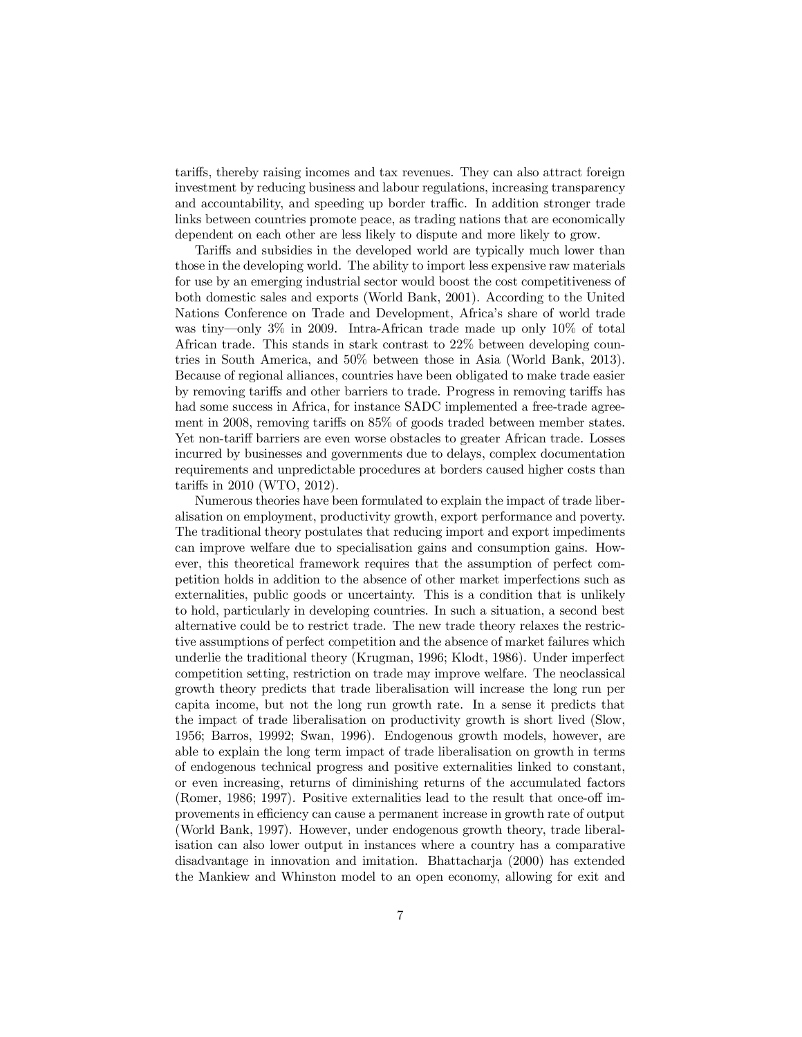tariffs, thereby raising incomes and tax revenues. They can also attract foreign investment by reducing business and labour regulations, increasing transparency and accountability, and speeding up border traffic. In addition stronger trade links between countries promote peace, as trading nations that are economically dependent on each other are less likely to dispute and more likely to grow.

Tariffs and subsidies in the developed world are typically much lower than those in the developing world. The ability to import less expensive raw materials for use by an emerging industrial sector would boost the cost competitiveness of both domestic sales and exports (World Bank, 2001). According to the United Nations Conference on Trade and Development, Africa's share of world trade was tiny—only 3% in 2009. Intra-African trade made up only 10% of total African trade. This stands in stark contrast to 22% between developing countries in South America, and 50% between those in Asia (World Bank, 2013). Because of regional alliances, countries have been obligated to make trade easier by removing tariffs and other barriers to trade. Progress in removing tariffs has had some success in Africa, for instance SADC implemented a free-trade agreement in 2008, removing tariffs on 85% of goods traded between member states. Yet non-tariff barriers are even worse obstacles to greater African trade. Losses incurred by businesses and governments due to delays, complex documentation requirements and unpredictable procedures at borders caused higher costs than tariffs in 2010 (WTO, 2012).

Numerous theories have been formulated to explain the impact of trade liberalisation on employment, productivity growth, export performance and poverty. The traditional theory postulates that reducing import and export impediments can improve welfare due to specialisation gains and consumption gains. However, this theoretical framework requires that the assumption of perfect competition holds in addition to the absence of other market imperfections such as externalities, public goods or uncertainty. This is a condition that is unlikely to hold, particularly in developing countries. In such a situation, a second best alternative could be to restrict trade. The new trade theory relaxes the restrictive assumptions of perfect competition and the absence of market failures which underlie the traditional theory (Krugman, 1996; Klodt, 1986). Under imperfect competition setting, restriction on trade may improve welfare. The neoclassical growth theory predicts that trade liberalisation will increase the long run per capita income, but not the long run growth rate. In a sense it predicts that the impact of trade liberalisation on productivity growth is short lived (Slow, 1956; Barros, 19992; Swan, 1996). Endogenous growth models, however, are able to explain the long term impact of trade liberalisation on growth in terms of endogenous technical progress and positive externalities linked to constant, or even increasing, returns of diminishing returns of the accumulated factors (Romer, 1986; 1997). Positive externalities lead to the result that once-off improvements in efficiency can cause a permanent increase in growth rate of output (World Bank, 1997). However, under endogenous growth theory, trade liberalisation can also lower output in instances where a country has a comparative disadvantage in innovation and imitation. Bhattacharja (2000) has extended the Mankiew and Whinston model to an open economy, allowing for exit and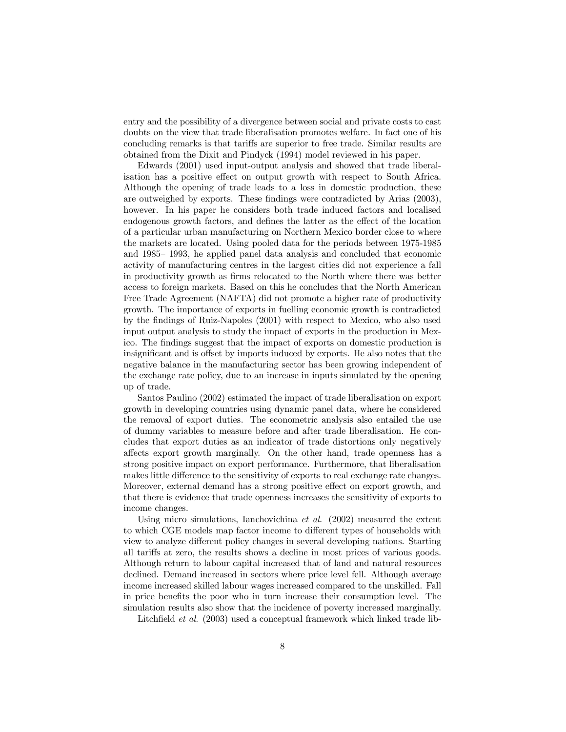entry and the possibility of a divergence between social and private costs to cast doubts on the view that trade liberalisation promotes welfare. In fact one of his concluding remarks is that tariffs are superior to free trade. Similar results are obtained from the Dixit and Pindyck (1994) model reviewed in his paper.

Edwards (2001) used input-output analysis and showed that trade liberalisation has a positive effect on output growth with respect to South Africa. Although the opening of trade leads to a loss in domestic production, these are outweighed by exports. These findings were contradicted by Arias (2003), however. In his paper he considers both trade induced factors and localised endogenous growth factors, and defines the latter as the effect of the location of a particular urban manufacturing on Northern Mexico border close to where the markets are located. Using pooled data for the periods between 1975-1985 and 1985– 1993, he applied panel data analysis and concluded that economic activity of manufacturing centres in the largest cities did not experience a fall in productivity growth as firms relocated to the North where there was better access to foreign markets. Based on this he concludes that the North American Free Trade Agreement (NAFTA) did not promote a higher rate of productivity growth. The importance of exports in fuelling economic growth is contradicted by the findings of Ruiz-Napoles (2001) with respect to Mexico, who also used input output analysis to study the impact of exports in the production in Mexico. The findings suggest that the impact of exports on domestic production is insignificant and is offset by imports induced by exports. He also notes that the negative balance in the manufacturing sector has been growing independent of the exchange rate policy, due to an increase in inputs simulated by the opening up of trade.

Santos Paulino (2002) estimated the impact of trade liberalisation on export growth in developing countries using dynamic panel data, where he considered the removal of export duties. The econometric analysis also entailed the use of dummy variables to measure before and after trade liberalisation. He concludes that export duties as an indicator of trade distortions only negatively affects export growth marginally. On the other hand, trade openness has a strong positive impact on export performance. Furthermore, that liberalisation makes little difference to the sensitivity of exports to real exchange rate changes. Moreover, external demand has a strong positive effect on export growth, and that there is evidence that trade openness increases the sensitivity of exports to income changes.

Using micro simulations, Ianchovichina *et al.* (2002) measured the extent to which CGE models map factor income to different types of households with view to analyze different policy changes in several developing nations. Starting all tariffs at zero, the results shows a decline in most prices of various goods. Although return to labour capital increased that of land and natural resources declined. Demand increased in sectors where price level fell. Although average income increased skilled labour wages increased compared to the unskilled. Fall in price benefits the poor who in turn increase their consumption level. The simulation results also show that the incidence of poverty increased marginally.

Litchfield *et al.* (2003) used a conceptual framework which linked trade lib-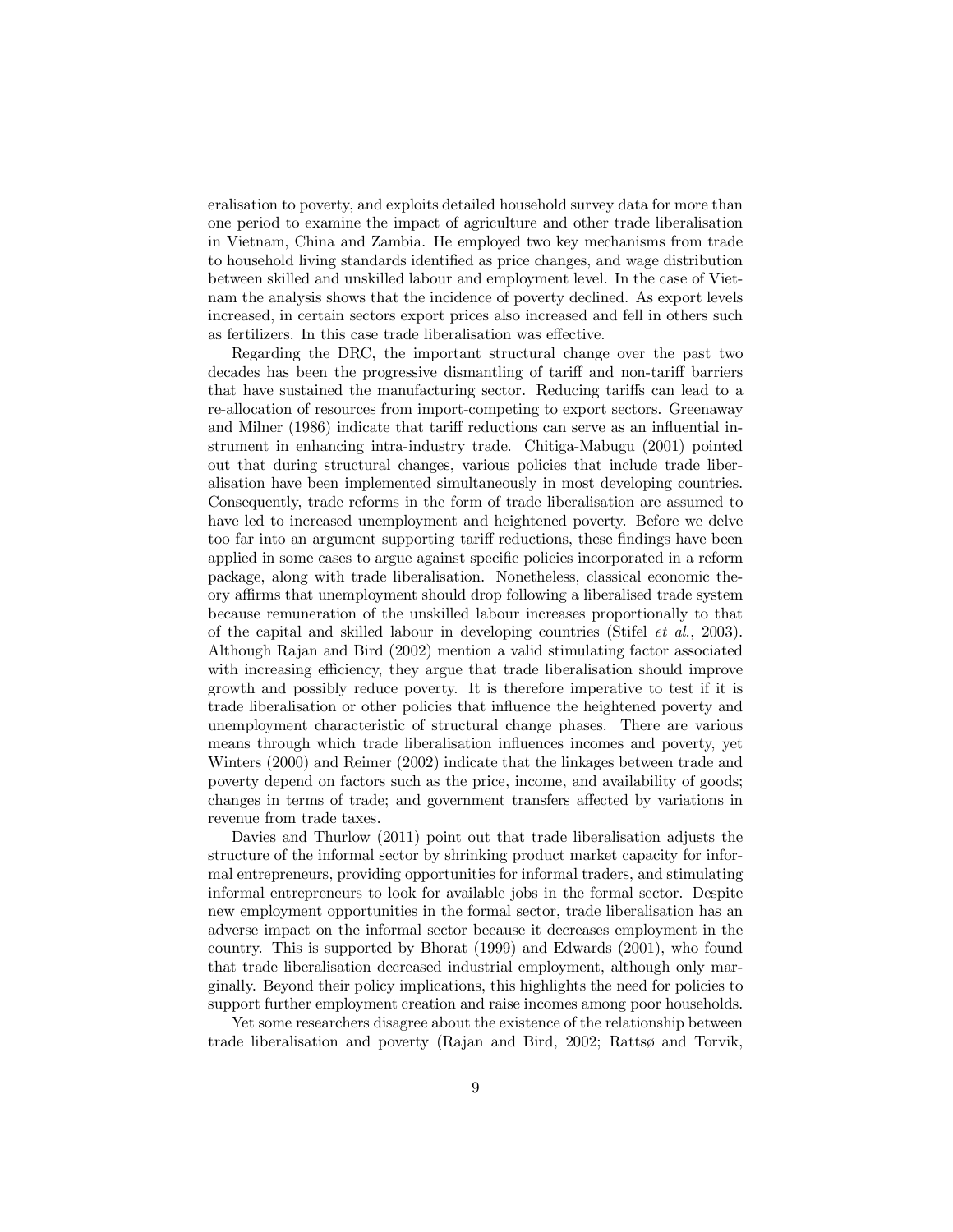eralisation to poverty, and exploits detailed household survey data for more than one period to examine the impact of agriculture and other trade liberalisation in Vietnam, China and Zambia. He employed two key mechanisms from trade to household living standards identified as price changes, and wage distribution between skilled and unskilled labour and employment level. In the case of Vietnam the analysis shows that the incidence of poverty declined. As export levels increased, in certain sectors export prices also increased and fell in others such as fertilizers. In this case trade liberalisation was effective.

Regarding the DRC, the important structural change over the past two decades has been the progressive dismantling of tariff and non-tariff barriers that have sustained the manufacturing sector. Reducing tariffs can lead to a re-allocation of resources from import-competing to export sectors. Greenaway and Milner (1986) indicate that tariff reductions can serve as an influential instrument in enhancing intra-industry trade. Chitiga-Mabugu (2001) pointed out that during structural changes, various policies that include trade liberalisation have been implemented simultaneously in most developing countries. Consequently, trade reforms in the form of trade liberalisation are assumed to have led to increased unemployment and heightened poverty. Before we delve too far into an argument supporting tariff reductions, these findings have been applied in some cases to argue against specific policies incorporated in a reform package, along with trade liberalisation. Nonetheless, classical economic theory affirms that unemployment should drop following a liberalised trade system because remuneration of the unskilled labour increases proportionally to that of the capital and skilled labour in developing countries (Stifel *et al.*, 2003). Although Rajan and Bird (2002) mention a valid stimulating factor associated with increasing efficiency, they argue that trade liberalisation should improve growth and possibly reduce poverty. It is therefore imperative to test if it is trade liberalisation or other policies that influence the heightened poverty and unemployment characteristic of structural change phases. There are various means through which trade liberalisation influences incomes and poverty, yet Winters (2000) and Reimer (2002) indicate that the linkages between trade and poverty depend on factors such as the price, income, and availability of goods; changes in terms of trade; and government transfers affected by variations in revenue from trade taxes.

Davies and Thurlow (2011) point out that trade liberalisation adjusts the structure of the informal sector by shrinking product market capacity for informal entrepreneurs, providing opportunities for informal traders, and stimulating informal entrepreneurs to look for available jobs in the formal sector. Despite new employment opportunities in the formal sector, trade liberalisation has an adverse impact on the informal sector because it decreases employment in the country. This is supported by Bhorat (1999) and Edwards (2001), who found that trade liberalisation decreased industrial employment, although only marginally. Beyond their policy implications, this highlights the need for policies to support further employment creation and raise incomes among poor households.

Yet some researchers disagree about the existence of the relationship between trade liberalisation and poverty (Rajan and Bird, 2002; Rattsø and Torvik,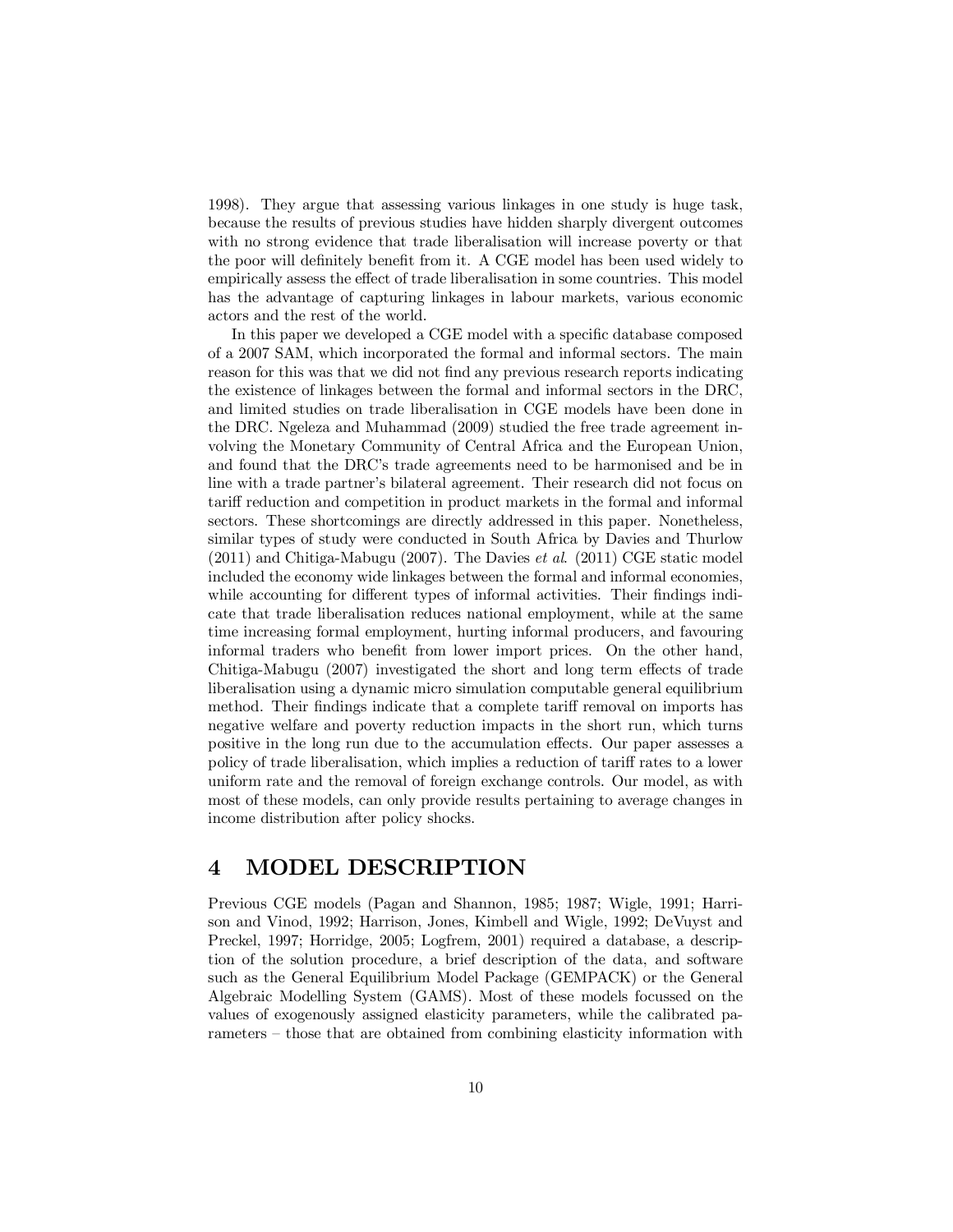1998). They argue that assessing various linkages in one study is huge task, because the results of previous studies have hidden sharply divergent outcomes with no strong evidence that trade liberalisation will increase poverty or that the poor will definitely benefit from it. A CGE model has been used widely to empirically assess the effect of trade liberalisation in some countries. This model has the advantage of capturing linkages in labour markets, various economic actors and the rest of the world.

In this paper we developed a CGE model with a specific database composed of a 2007 SAM, which incorporated the formal and informal sectors. The main reason for this was that we did not find any previous research reports indicating the existence of linkages between the formal and informal sectors in the DRC, and limited studies on trade liberalisation in CGE models have been done in the DRC. Ngeleza and Muhammad (2009) studied the free trade agreement involving the Monetary Community of Central Africa and the European Union, and found that the DRC's trade agreements need to be harmonised and be in line with a trade partner's bilateral agreement. Their research did not focus on tariff reduction and competition in product markets in the formal and informal sectors. These shortcomings are directly addressed in this paper. Nonetheless, similar types of study were conducted in South Africa by Davies and Thurlow (2011) and Chitiga-Mabugu (2007). The Davies *et al*. (2011) CGE static model included the economy wide linkages between the formal and informal economies, while accounting for different types of informal activities. Their findings indicate that trade liberalisation reduces national employment, while at the same time increasing formal employment, hurting informal producers, and favouring informal traders who benefit from lower import prices. On the other hand, Chitiga-Mabugu (2007) investigated the short and long term effects of trade liberalisation using a dynamic micro simulation computable general equilibrium method. Their findings indicate that a complete tariff removal on imports has negative welfare and poverty reduction impacts in the short run, which turns positive in the long run due to the accumulation effects. Our paper assesses a policy of trade liberalisation, which implies a reduction of tariff rates to a lower uniform rate and the removal of foreign exchange controls. Our model, as with most of these models, can only provide results pertaining to average changes in income distribution after policy shocks.

# 4 MODEL DESCRIPTION

Previous CGE models (Pagan and Shannon, 1985; 1987; Wigle, 1991; Harrison and Vinod, 1992; Harrison, Jones, Kimbell and Wigle, 1992; DeVuyst and Preckel, 1997; Horridge, 2005; Logfrem, 2001) required a database, a description of the solution procedure, a brief description of the data, and software such as the General Equilibrium Model Package (GEMPACK) or the General Algebraic Modelling System (GAMS). Most of these models focussed on the values of exogenously assigned elasticity parameters, while the calibrated parameters – those that are obtained from combining elasticity information with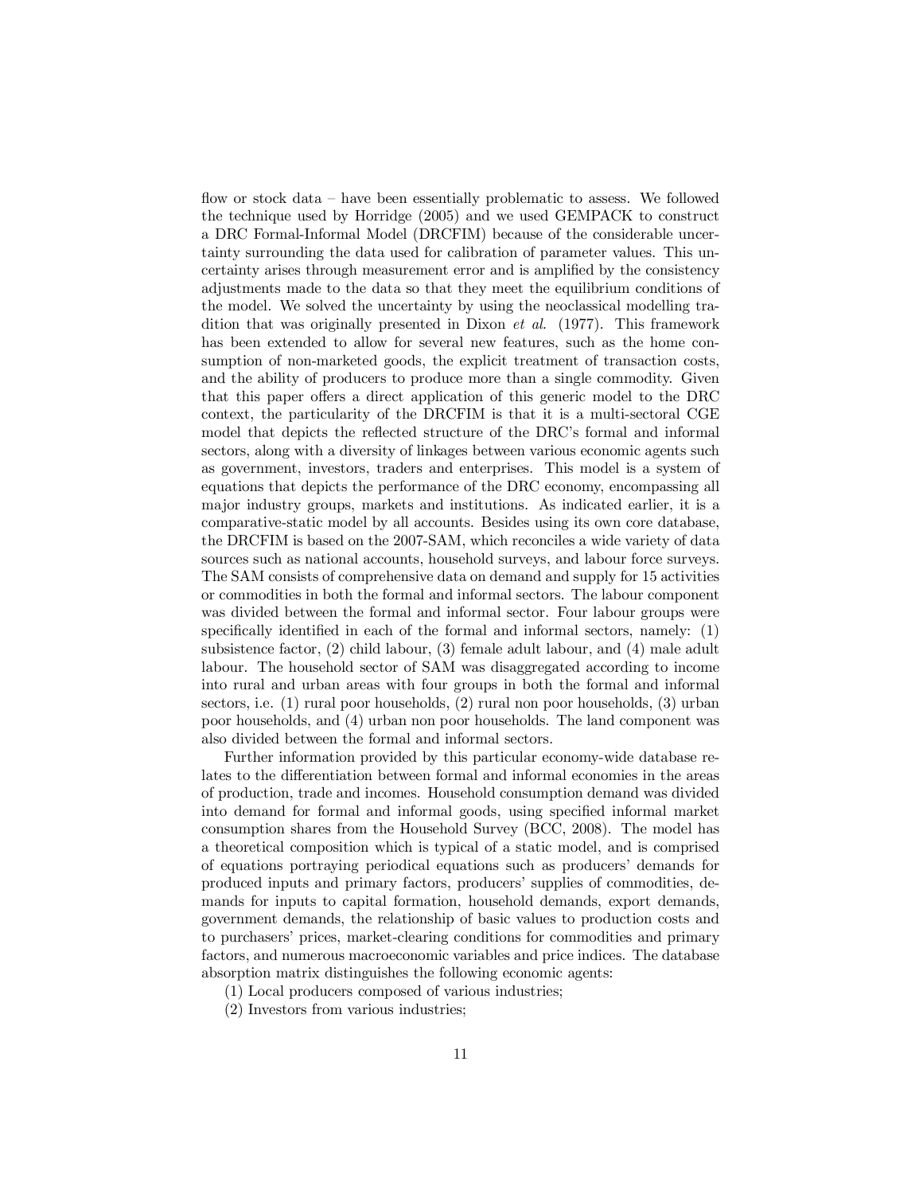flow or stock data – have been essentially problematic to assess. We followed the technique used by Horridge (2005) and we used GEMPACK to construct a DRC Formal-Informal Model (DRCFIM) because of the considerable uncertainty surrounding the data used for calibration of parameter values. This uncertainty arises through measurement error and is amplified by the consistency adjustments made to the data so that they meet the equilibrium conditions of the model. We solved the uncertainty by using the neoclassical modelling tradition that was originally presented in Dixon *et al.* (1977). This framework has been extended to allow for several new features, such as the home consumption of non-marketed goods, the explicit treatment of transaction costs, and the ability of producers to produce more than a single commodity. Given that this paper offers a direct application of this generic model to the DRC context, the particularity of the DRCFIM is that it is a multi-sectoral CGE model that depicts the reflected structure of the DRC's formal and informal sectors, along with a diversity of linkages between various economic agents such as government, investors, traders and enterprises. This model is a system of equations that depicts the performance of the DRC economy, encompassing all major industry groups, markets and institutions. As indicated earlier, it is a comparative-static model by all accounts. Besides using its own core database, the DRCFIM is based on the 2007-SAM, which reconciles a wide variety of data sources such as national accounts, household surveys, and labour force surveys. The SAM consists of comprehensive data on demand and supply for 15 activities or commodities in both the formal and informal sectors. The labour component was divided between the formal and informal sector. Four labour groups were specifically identified in each of the formal and informal sectors, namely: (1) subsistence factor, (2) child labour, (3) female adult labour, and (4) male adult labour. The household sector of SAM was disaggregated according to income into rural and urban areas with four groups in both the formal and informal sectors, i.e. (1) rural poor households, (2) rural non poor households, (3) urban poor households, and (4) urban non poor households. The land component was also divided between the formal and informal sectors.

Further information provided by this particular economy-wide database relates to the differentiation between formal and informal economies in the areas of production, trade and incomes. Household consumption demand was divided into demand for formal and informal goods, using specified informal market consumption shares from the Household Survey (BCC, 2008). The model has a theoretical composition which is typical of a static model, and is comprised of equations portraying periodical equations such as producers' demands for produced inputs and primary factors, producers' supplies of commodities, demands for inputs to capital formation, household demands, export demands, government demands, the relationship of basic values to production costs and to purchasers' prices, market-clearing conditions for commodities and primary factors, and numerous macroeconomic variables and price indices. The database absorption matrix distinguishes the following economic agents:

(1) Local producers composed of various industries;

(2) Investors from various industries;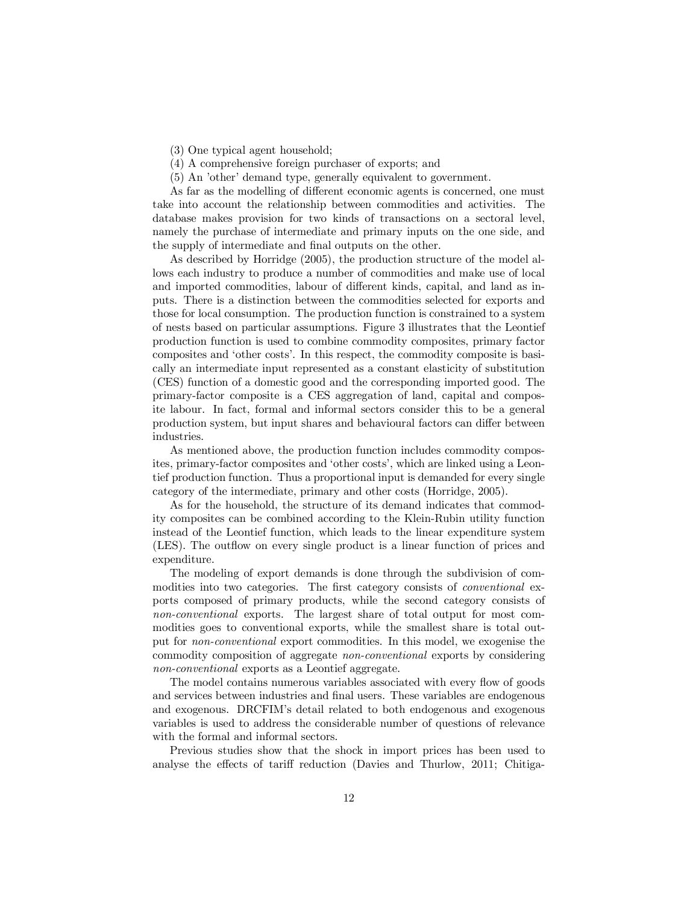(3) One typical agent household;

(4) A comprehensive foreign purchaser of exports; and

(5) An 'other' demand type, generally equivalent to government.

As far as the modelling of different economic agents is concerned, one must take into account the relationship between commodities and activities. The database makes provision for two kinds of transactions on a sectoral level, namely the purchase of intermediate and primary inputs on the one side, and the supply of intermediate and final outputs on the other.

As described by Horridge (2005), the production structure of the model allows each industry to produce a number of commodities and make use of local and imported commodities, labour of different kinds, capital, and land as inputs. There is a distinction between the commodities selected for exports and those for local consumption. The production function is constrained to a system of nests based on particular assumptions. Figure 3 illustrates that the Leontief production function is used to combine commodity composites, primary factor composites and 'other costs'. In this respect, the commodity composite is basically an intermediate input represented as a constant elasticity of substitution (CES) function of a domestic good and the corresponding imported good. The primary-factor composite is a CES aggregation of land, capital and composite labour. In fact, formal and informal sectors consider this to be a general production system, but input shares and behavioural factors can differ between industries.

As mentioned above, the production function includes commodity composites, primary-factor composites and 'other costs', which are linked using a Leontief production function. Thus a proportional input is demanded for every single category of the intermediate, primary and other costs (Horridge, 2005).

As for the household, the structure of its demand indicates that commodity composites can be combined according to the Klein-Rubin utility function instead of the Leontief function, which leads to the linear expenditure system (LES). The outflow on every single product is a linear function of prices and expenditure.

The modeling of export demands is done through the subdivision of commodities into two categories. The first category consists of *conventional* exports composed of primary products, while the second category consists of *non-conventional* exports. The largest share of total output for most commodities goes to conventional exports, while the smallest share is total output for *non-conventional* export commodities. In this model, we exogenise the commodity composition of aggregate *non-conventional* exports by considering *non-conventional* exports as a Leontief aggregate.

The model contains numerous variables associated with every flow of goods and services between industries and final users. These variables are endogenous and exogenous. DRCFIM's detail related to both endogenous and exogenous variables is used to address the considerable number of questions of relevance with the formal and informal sectors.

Previous studies show that the shock in import prices has been used to analyse the effects of tariff reduction (Davies and Thurlow, 2011; Chitiga-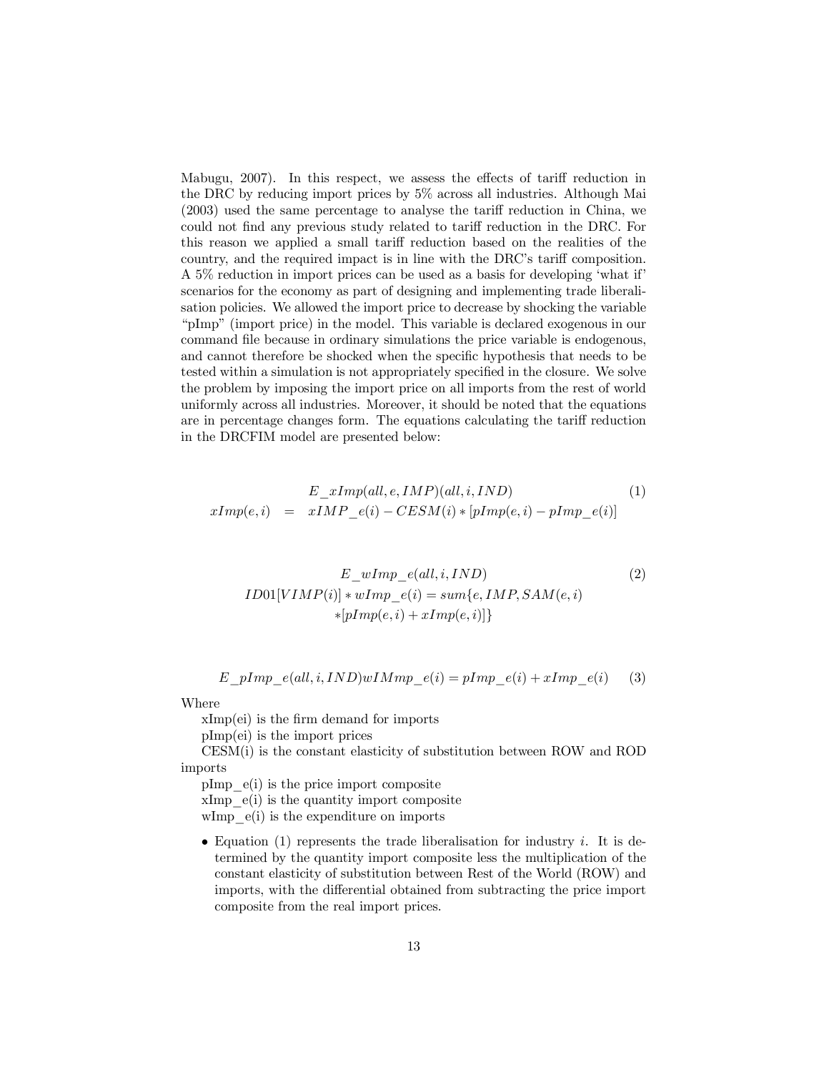Mabugu, 2007). In this respect, we assess the effects of tariff reduction in the DRC by reducing import prices by 5% across all industries. Although Mai (2003) used the same percentage to analyse the tariff reduction in China, we could not find any previous study related to tariff reduction in the DRC. For this reason we applied a small tariff reduction based on the realities of the country, and the required impact is in line with the DRC's tariff composition. A 5% reduction in import prices can be used as a basis for developing 'what if' scenarios for the economy as part of designing and implementing trade liberalisation policies. We allowed the import price to decrease by shocking the variable "pImp" (import price) in the model. This variable is declared exogenous in our command file because in ordinary simulations the price variable is endogenous, and cannot therefore be shocked when the specific hypothesis that needs to be tested within a simulation is not appropriately specified in the closure. We solve the problem by imposing the import price on all imports from the rest of world uniformly across all industries. Moreover, it should be noted that the equations are in percentage changes form. The equations calculating the tariff reduction in the DRCFIM model are presented below:

$$
\begin{aligned}
& E\_xImp(all, e, IMP)(all, i, IND) \\
xImp(e,i) \quad &= \quad xIMP\_e(i) - CESM(i) * [pImp(e,i) - pImp\_e(i)]
\end{aligned}
\tag{1}
$$

$$
\begin{aligned}
& E\_wImp\_e(all, i, IND) \\
& ID01[VIMP(i)] * wImp\_e(i) = sum\{e, IMP, SAM(e,i) \\
& \quad * [pImp(e,i) + xImp(e,i)]\}
\end{aligned}
\tag{2}
$$

$$
E\_pImp\_e(all, i, IND) wIMmp\_e(i) = pImp\_e(i) + xImp\_e(i) \tag{3}
$$

Where

xImp(ei) is the firm demand for imports

pImp(ei) is the import prices

CESM(i) is the constant elasticity of substitution between ROW and ROD imports

pImp_e(i) is the price import composite

xImp_e(i) is the quantity import composite

wImp_e(i) is the expenditure on imports

- Equation (1) represents the trade liberalisation for industry $i$. It is determined by the quantity import composite less the multiplication of the constant elasticity of substitution between Rest of the World (ROW) and imports, with the differential obtained from subtracting the price import composite from the real import prices.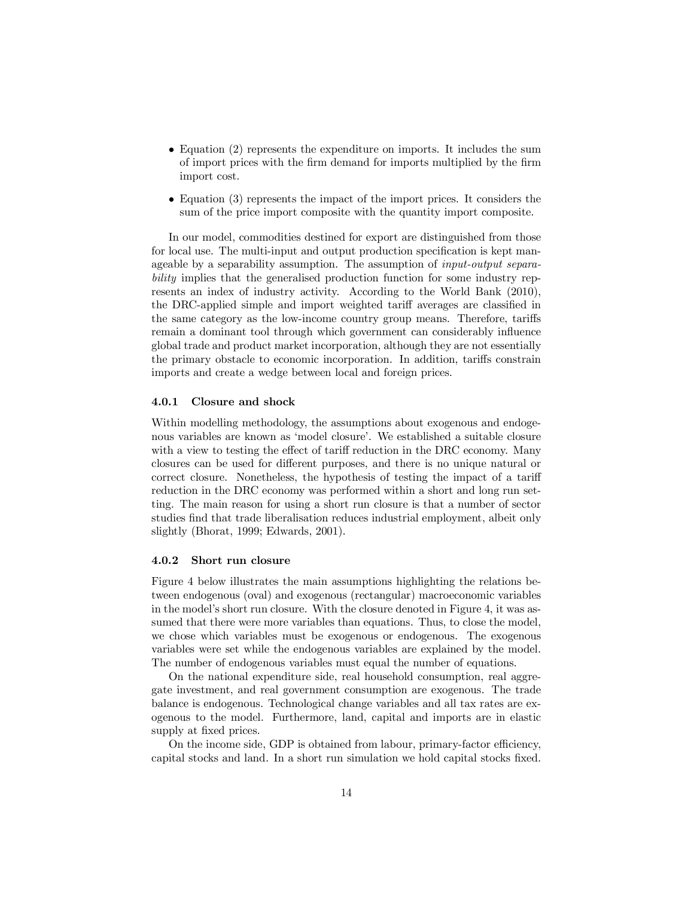- Equation (2) represents the expenditure on imports. It includes the sum of import prices with the firm demand for imports multiplied by the firm import cost.
- Equation (3) represents the impact of the import prices. It considers the sum of the price import composite with the quantity import composite.

In our model, commodities destined for export are distinguished from those for local use. The multi-input and output production specification is kept manageable by a separability assumption. The assumption of *input-output separability* implies that the generalised production function for some industry represents an index of industry activity. According to the World Bank (2010), the DRC-applied simple and import weighted tariff averages are classified in the same category as the low-income country group means. Therefore, tariffs remain a dominant tool through which government can considerably influence global trade and product market incorporation, although they are not essentially the primary obstacle to economic incorporation. In addition, tariffs constrain imports and create a wedge between local and foreign prices.

#### 4.0.1 Closure and shock

Within modelling methodology, the assumptions about exogenous and endogenous variables are known as 'model closure'. We established a suitable closure with a view to testing the effect of tariff reduction in the DRC economy. Many closures can be used for different purposes, and there is no unique natural or correct closure. Nonetheless, the hypothesis of testing the impact of a tariff reduction in the DRC economy was performed within a short and long run setting. The main reason for using a short run closure is that a number of sector studies find that trade liberalisation reduces industrial employment, albeit only slightly (Bhorat, 1999; Edwards, 2001).

#### 4.0.2 Short run closure

Figure 4 below illustrates the main assumptions highlighting the relations between endogenous (oval) and exogenous (rectangular) macroeconomic variables in the model's short run closure. With the closure denoted in Figure 4, it was assumed that there were more variables than equations. Thus, to close the model, we chose which variables must be exogenous or endogenous. The exogenous variables were set while the endogenous variables are explained by the model. The number of endogenous variables must equal the number of equations.

On the national expenditure side, real household consumption, real aggregate investment, and real government consumption are exogenous. The trade balance is endogenous. Technological change variables and all tax rates are exogenous to the model. Furthermore, land, capital and imports are in elastic supply at fixed prices.

On the income side, GDP is obtained from labour, primary-factor efficiency, capital stocks and land. In a short run simulation we hold capital stocks fixed.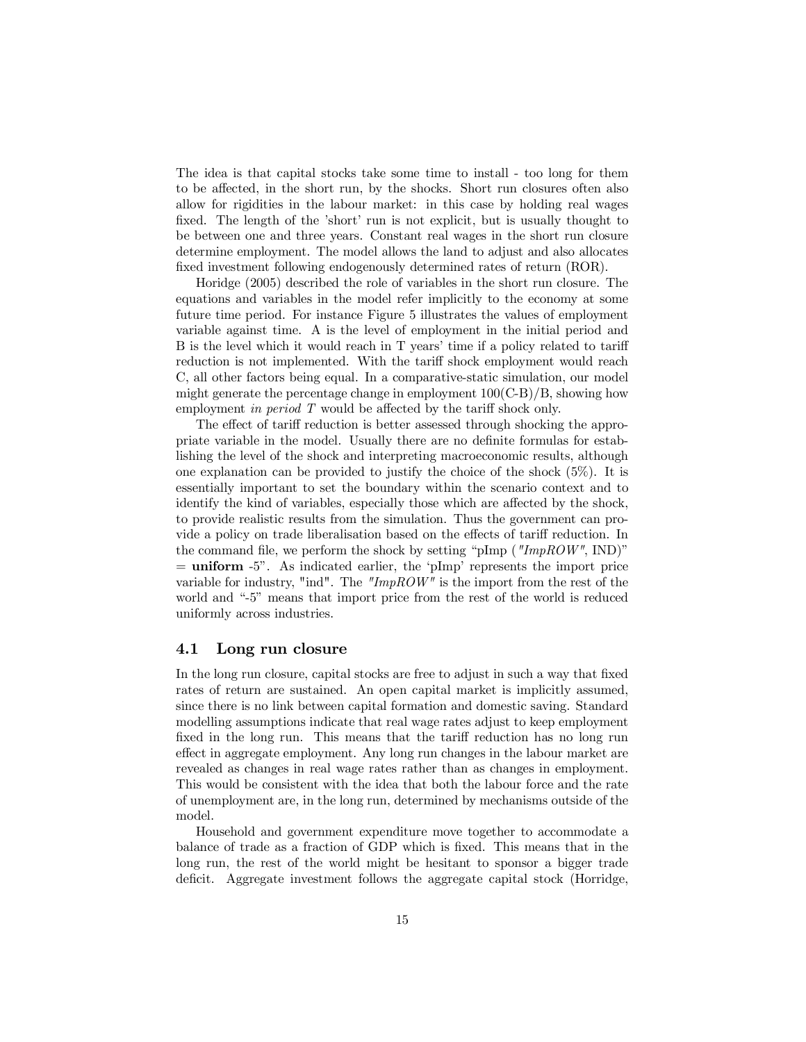The idea is that capital stocks take some time to install - too long for them to be affected, in the short run, by the shocks. Short run closures often also allow for rigidities in the labour market: in this case by holding real wages fixed. The length of the 'short' run is not explicit, but is usually thought to be between one and three years. Constant real wages in the short run closure determine employment. The model allows the land to adjust and also allocates fixed investment following endogenously determined rates of return (ROR).

Horidge (2005) described the role of variables in the short run closure. The equations and variables in the model refer implicitly to the economy at some future time period. For instance Figure 5 illustrates the values of employment variable against time. A is the level of employment in the initial period and B is the level which it would reach in T years' time if a policy related to tariff reduction is not implemented. With the tariff shock employment would reach C, all other factors being equal. In a comparative-static simulation, our model might generate the percentage change in employment 100(C-B)/B, showing how employment *in period T* would be affected by the tariff shock only.

The effect of tariff reduction is better assessed through shocking the appropriate variable in the model. Usually there are no definite formulas for establishing the level of the shock and interpreting macroeconomic results, although one explanation can be provided to justify the choice of the shock (5%). It is essentially important to set the boundary within the scenario context and to identify the kind of variables, especially those which are affected by the shock, to provide realistic results from the simulation. Thus the government can provide a policy on trade liberalisation based on the effects of tariff reduction. In the command file, we perform the shock by setting "pImp (*"ImpROW"*, IND)" = **uniform** -5". As indicated earlier, the 'pImp' represents the import price variable for industry, "ind". The *"ImpROW"* is the import from the rest of the world and "-5" means that import price from the rest of the world is reduced uniformly across industries.

## 4.1 Long run closure

In the long run closure, capital stocks are free to adjust in such a way that fixed rates of return are sustained. An open capital market is implicitly assumed, since there is no link between capital formation and domestic saving. Standard modelling assumptions indicate that real wage rates adjust to keep employment fixed in the long run. This means that the tariff reduction has no long run effect in aggregate employment. Any long run changes in the labour market are revealed as changes in real wage rates rather than as changes in employment. This would be consistent with the idea that both the labour force and the rate of unemployment are, in the long run, determined by mechanisms outside of the model.

Household and government expenditure move together to accommodate a balance of trade as a fraction of GDP which is fixed. This means that in the long run, the rest of the world might be hesitant to sponsor a bigger trade deficit. Aggregate investment follows the aggregate capital stock (Horridge,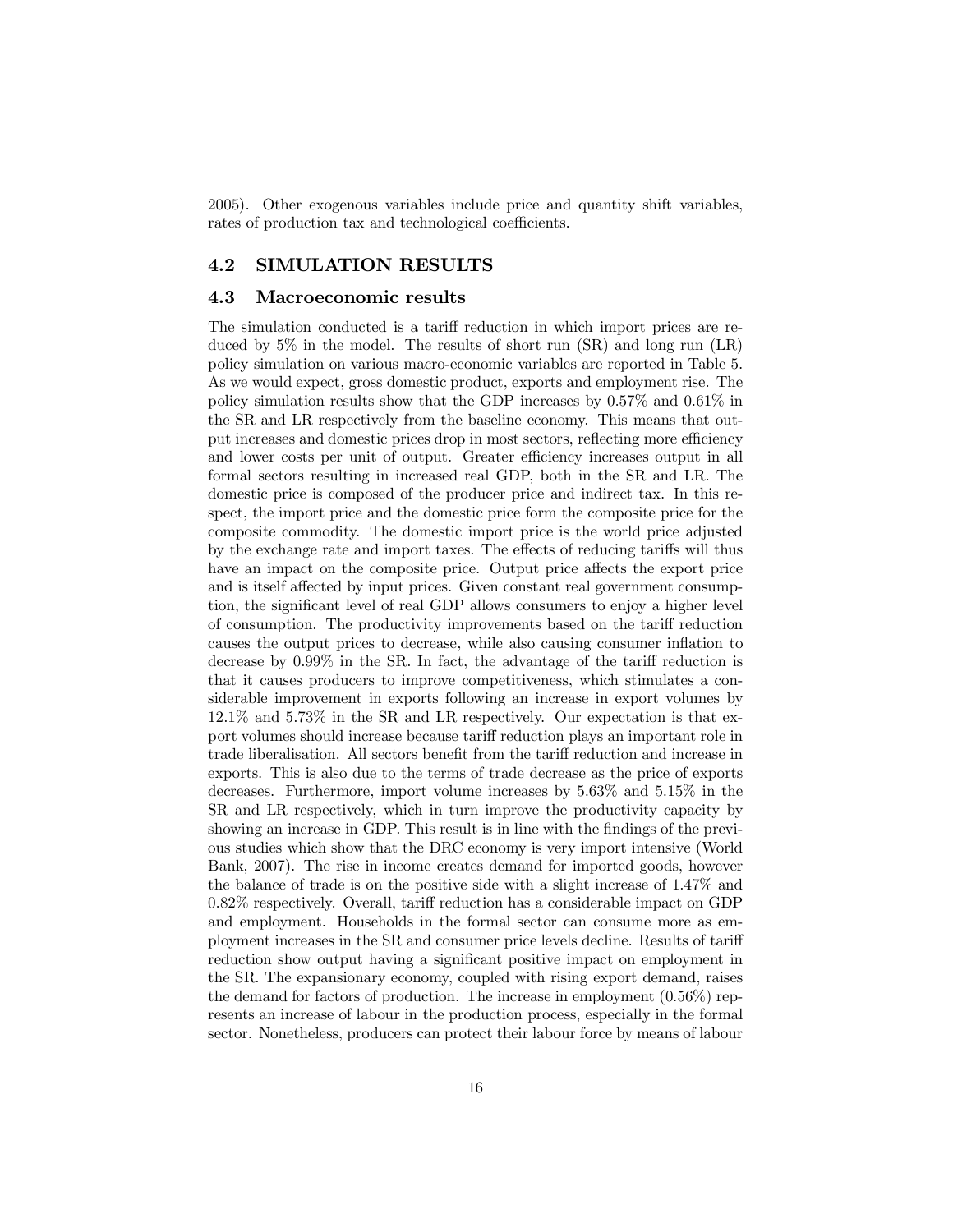2005). Other exogenous variables include price and quantity shift variables, rates of production tax and technological coefficients.

## 4.2 SIMULATION RESULTS

## 4.3 Macroeconomic results

The simulation conducted is a tariff reduction in which import prices are reduced by 5% in the model. The results of short run (SR) and long run (LR) policy simulation on various macro-economic variables are reported in Table 5. As we would expect, gross domestic product, exports and employment rise. The policy simulation results show that the GDP increases by 0.57% and 0.61% in the SR and LR respectively from the baseline economy. This means that output increases and domestic prices drop in most sectors, reflecting more efficiency and lower costs per unit of output. Greater efficiency increases output in all formal sectors resulting in increased real GDP, both in the SR and LR. The domestic price is composed of the producer price and indirect tax. In this respect, the import price and the domestic price form the composite price for the composite commodity. The domestic import price is the world price adjusted by the exchange rate and import taxes. The effects of reducing tariffs will thus have an impact on the composite price. Output price affects the export price and is itself affected by input prices. Given constant real government consumption, the significant level of real GDP allows consumers to enjoy a higher level of consumption. The productivity improvements based on the tariff reduction causes the output prices to decrease, while also causing consumer inflation to decrease by 0.99% in the SR. In fact, the advantage of the tariff reduction is that it causes producers to improve competitiveness, which stimulates a considerable improvement in exports following an increase in export volumes by 12.1% and 5.73% in the SR and LR respectively. Our expectation is that export volumes should increase because tariff reduction plays an important role in trade liberalisation. All sectors benefit from the tariff reduction and increase in exports. This is also due to the terms of trade decrease as the price of exports decreases. Furthermore, import volume increases by 5.63% and 5.15% in the SR and LR respectively, which in turn improve the productivity capacity by showing an increase in GDP. This result is in line with the findings of the previous studies which show that the DRC economy is very import intensive (World Bank, 2007). The rise in income creates demand for imported goods, however the balance of trade is on the positive side with a slight increase of 1.47% and 0.82% respectively. Overall, tariff reduction has a considerable impact on GDP and employment. Households in the formal sector can consume more as employment increases in the SR and consumer price levels decline. Results of tariff reduction show output having a significant positive impact on employment in the SR. The expansionary economy, coupled with rising export demand, raises the demand for factors of production. The increase in employment (0.56%) represents an increase of labour in the production process, especially in the formal sector. Nonetheless, producers can protect their labour force by means of labour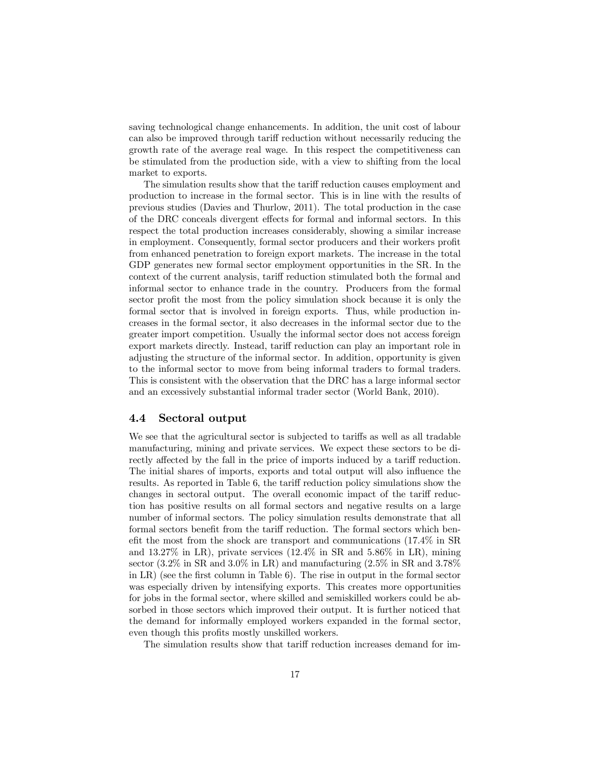saving technological change enhancements. In addition, the unit cost of labour can also be improved through tariff reduction without necessarily reducing the growth rate of the average real wage. In this respect the competitiveness can be stimulated from the production side, with a view to shifting from the local market to exports.

The simulation results show that the tariff reduction causes employment and production to increase in the formal sector. This is in line with the results of previous studies (Davies and Thurlow, 2011). The total production in the case of the DRC conceals divergent effects for formal and informal sectors. In this respect the total production increases considerably, showing a similar increase in employment. Consequently, formal sector producers and their workers profit from enhanced penetration to foreign export markets. The increase in the total GDP generates new formal sector employment opportunities in the SR. In the context of the current analysis, tariff reduction stimulated both the formal and informal sector to enhance trade in the country. Producers from the formal sector profit the most from the policy simulation shock because it is only the formal sector that is involved in foreign exports. Thus, while production increases in the formal sector, it also decreases in the informal sector due to the greater import competition. Usually the informal sector does not access foreign export markets directly. Instead, tariff reduction can play an important role in adjusting the structure of the informal sector. In addition, opportunity is given to the informal sector to move from being informal traders to formal traders. This is consistent with the observation that the DRC has a large informal sector and an excessively substantial informal trader sector (World Bank, 2010).

## 4.4 Sectoral output

We see that the agricultural sector is subjected to tariffs as well as all tradable manufacturing, mining and private services. We expect these sectors to be directly affected by the fall in the price of imports induced by a tariff reduction. The initial shares of imports, exports and total output will also influence the results. As reported in Table 6, the tariff reduction policy simulations show the changes in sectoral output. The overall economic impact of the tariff reduction has positive results on all formal sectors and negative results on a large number of informal sectors. The policy simulation results demonstrate that all formal sectors benefit from the tariff reduction. The formal sectors which benefit the most from the shock are transport and communications (17.4% in SR and 13.27% in LR), private services (12.4% in SR and 5.86% in LR), mining sector (3.2% in SR and 3.0% in LR) and manufacturing (2.5% in SR and 3.78% in LR) (see the first column in Table 6). The rise in output in the formal sector was especially driven by intensifying exports. This creates more opportunities for jobs in the formal sector, where skilled and semiskilled workers could be absorbed in those sectors which improved their output. It is further noticed that the demand for informally employed workers expanded in the formal sector, even though this profits mostly unskilled workers.

The simulation results show that tariff reduction increases demand for im-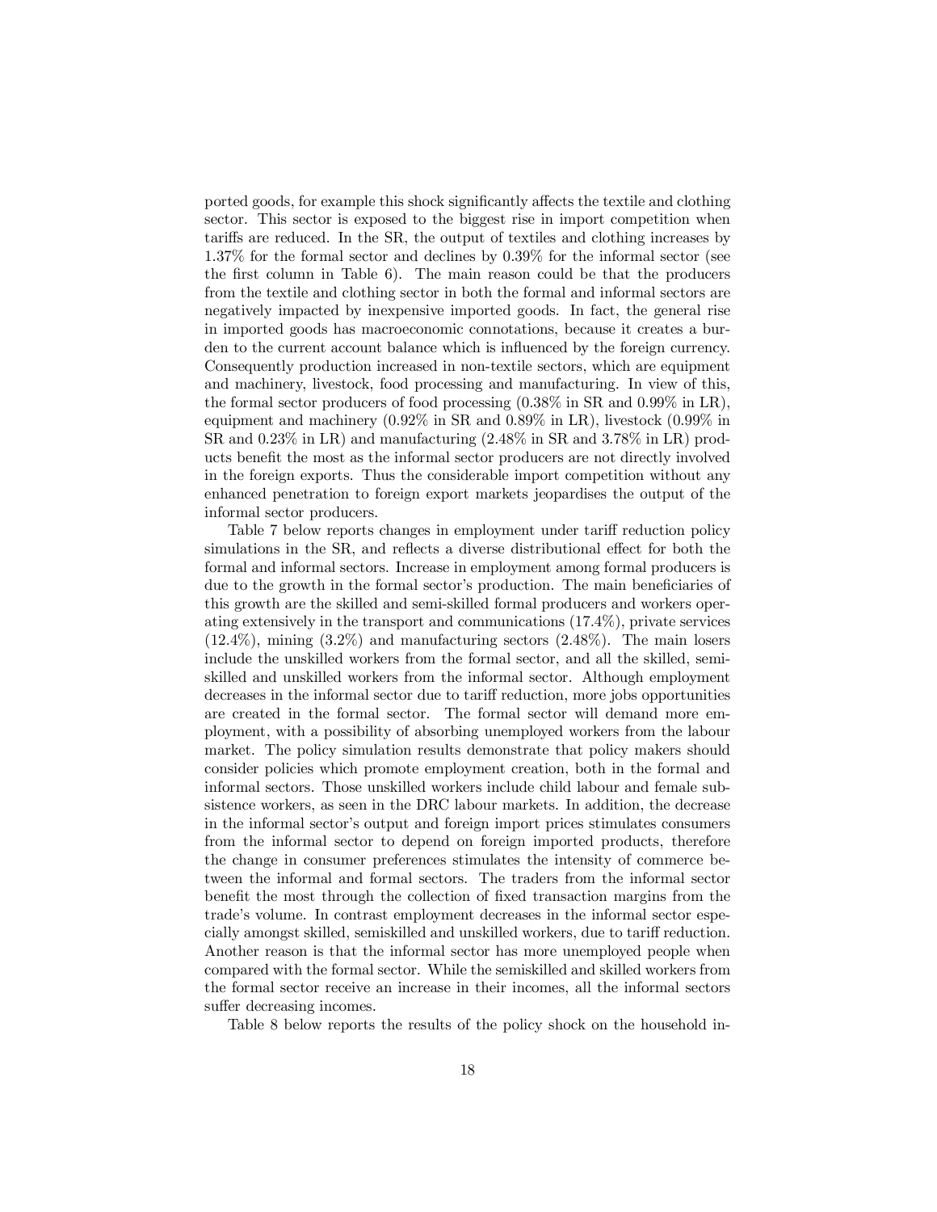ported goods, for example this shock significantly affects the textile and clothing sector. This sector is exposed to the biggest rise in import competition when tariffs are reduced. In the SR, the output of textiles and clothing increases by 1.37% for the formal sector and declines by 0.39% for the informal sector (see the first column in Table 6). The main reason could be that the producers from the textile and clothing sector in both the formal and informal sectors are negatively impacted by inexpensive imported goods. In fact, the general rise in imported goods has macroeconomic connotations, because it creates a burden to the current account balance which is influenced by the foreign currency. Consequently production increased in non-textile sectors, which are equipment and machinery, livestock, food processing and manufacturing. In view of this, the formal sector producers of food processing (0.38% in SR and 0.99% in LR), equipment and machinery (0.92% in SR and 0.89% in LR), livestock (0.99% in SR and 0.23% in LR) and manufacturing (2.48% in SR and 3.78% in LR) products benefit the most as the informal sector producers are not directly involved in the foreign exports. Thus the considerable import competition without any enhanced penetration to foreign export markets jeopardises the output of the informal sector producers.

Table 7 below reports changes in employment under tariff reduction policy simulations in the SR, and reflects a diverse distributional effect for both the formal and informal sectors. Increase in employment among formal producers is due to the growth in the formal sector's production. The main beneficiaries of this growth are the skilled and semi-skilled formal producers and workers operating extensively in the transport and communications (17.4%), private services (12.4%), mining (3.2%) and manufacturing sectors (2.48%). The main losers include the unskilled workers from the formal sector, and all the skilled, semi-skilled and unskilled workers from the informal sector. Although employment decreases in the informal sector due to tariff reduction, more jobs opportunities are created in the formal sector. The formal sector will demand more employment, with a possibility of absorbing unemployed workers from the labour market. The policy simulation results demonstrate that policy makers should consider policies which promote employment creation, both in the formal and informal sectors. Those unskilled workers include child labour and female subsistence workers, as seen in the DRC labour markets. In addition, the decrease in the informal sector's output and foreign import prices stimulates consumers from the informal sector to depend on foreign imported products, therefore the change in consumer preferences stimulates the intensity of commerce between the informal and formal sectors. The traders from the informal sector benefit the most through the collection of fixed transaction margins from the trade's volume. In contrast employment decreases in the informal sector especially amongst skilled, semiskilled and unskilled workers, due to tariff reduction. Another reason is that the informal sector has more unemployed people when compared with the formal sector. While the semiskilled and skilled workers from the formal sector receive an increase in their incomes, all the informal sectors suffer decreasing incomes.

Table 8 below reports the results of the policy shock on the household in-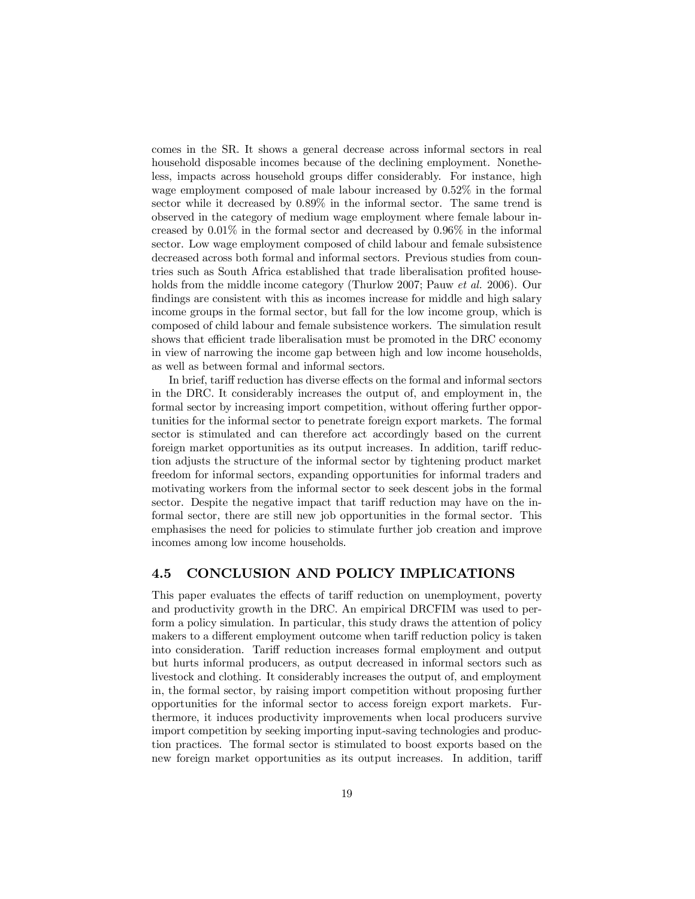comes in the SR. It shows a general decrease across informal sectors in real household disposable incomes because of the declining employment. Nonetheless, impacts across household groups differ considerably. For instance, high wage employment composed of male labour increased by 0.52% in the formal sector while it decreased by 0.89% in the informal sector. The same trend is observed in the category of medium wage employment where female labour increased by 0.01% in the formal sector and decreased by 0.96% in the informal sector. Low wage employment composed of child labour and female subsistence decreased across both formal and informal sectors. Previous studies from countries such as South Africa established that trade liberalisation profited households from the middle income category (Thurlow 2007; Pauw *et al.* 2006). Our findings are consistent with this as incomes increase for middle and high salary income groups in the formal sector, but fall for the low income group, which is composed of child labour and female subsistence workers. The simulation result shows that efficient trade liberalisation must be promoted in the DRC economy in view of narrowing the income gap between high and low income households, as well as between formal and informal sectors.

In brief, tariff reduction has diverse effects on the formal and informal sectors in the DRC. It considerably increases the output of, and employment in, the formal sector by increasing import competition, without offering further opportunities for the informal sector to penetrate foreign export markets. The formal sector is stimulated and can therefore act accordingly based on the current foreign market opportunities as its output increases. In addition, tariff reduction adjusts the structure of the informal sector by tightening product market freedom for informal sectors, expanding opportunities for informal traders and motivating workers from the informal sector to seek descent jobs in the formal sector. Despite the negative impact that tariff reduction may have on the informal sector, there are still new job opportunities in the formal sector. This emphasises the need for policies to stimulate further job creation and improve incomes among low income households.

## 4.5 CONCLUSION AND POLICY IMPLICATIONS

This paper evaluates the effects of tariff reduction on unemployment, poverty and productivity growth in the DRC. An empirical DRCFIM was used to perform a policy simulation. In particular, this study draws the attention of policy makers to a different employment outcome when tariff reduction policy is taken into consideration. Tariff reduction increases formal employment and output but hurts informal producers, as output decreased in informal sectors such as livestock and clothing. It considerably increases the output of, and employment in, the formal sector, by raising import competition without proposing further opportunities for the informal sector to access foreign export markets. Furthermore, it induces productivity improvements when local producers survive import competition by seeking importing input-saving technologies and production practices. The formal sector is stimulated to boost exports based on the new foreign market opportunities as its output increases. In addition, tariff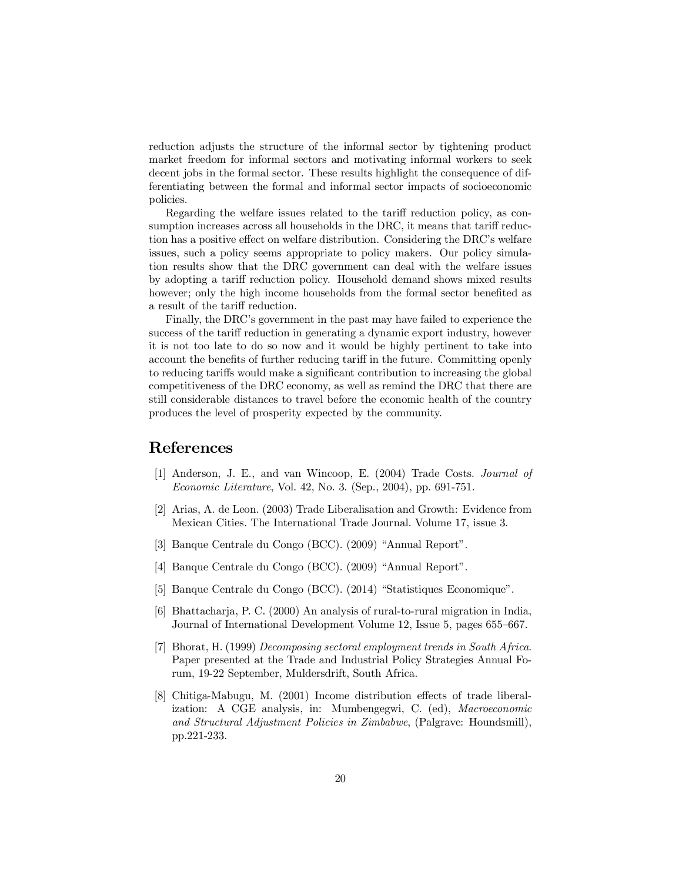reduction adjusts the structure of the informal sector by tightening product market freedom for informal sectors and motivating informal workers to seek decent jobs in the formal sector. These results highlight the consequence of differentiating between the formal and informal sector impacts of socioeconomic policies.

Regarding the welfare issues related to the tariff reduction policy, as consumption increases across all households in the DRC, it means that tariff reduction has a positive effect on welfare distribution. Considering the DRC's welfare issues, such a policy seems appropriate to policy makers. Our policy simulation results show that the DRC government can deal with the welfare issues by adopting a tariff reduction policy. Household demand shows mixed results however; only the high income households from the formal sector benefited as a result of the tariff reduction.

Finally, the DRC's government in the past may have failed to experience the success of the tariff reduction in generating a dynamic export industry, however it is not too late to do so now and it would be highly pertinent to take into account the benefits of further reducing tariff in the future. Committing openly to reducing tariffs would make a significant contribution to increasing the global competitiveness of the DRC economy, as well as remind the DRC that there are still considerable distances to travel before the economic health of the country produces the level of prosperity expected by the community.

# References

[1] Anderson, J. E., and van Wincoop, E. (2004) Trade Costs. *Journal of Economic Literature*, Vol. 42, No. 3. (Sep., 2004), pp. 691-751.

[2] Arias, A. de Leon. (2003) Trade Liberalisation and Growth: Evidence from Mexican Cities. The International Trade Journal. Volume 17, issue 3.

[3] Banque Centrale du Congo (BCC). (2009) "Annual Report".

[4] Banque Centrale du Congo (BCC). (2009) "Annual Report".

[5] Banque Centrale du Congo (BCC). (2014) "Statistiques Economique".

[6] Bhattacharja, P. C. (2000) An analysis of rural-to-rural migration in India, Journal of International Development Volume 12, Issue 5, pages 655–667.

[7] Bhorat, H. (1999) *Decomposing sectoral employment trends in South Africa*. Paper presented at the Trade and Industrial Policy Strategies Annual Forum, 19-22 September, Muldersdrift, South Africa.

[8] Chitiga-Mabugu, M. (2001) Income distribution effects of trade liberalization: A CGE analysis, in: Mumbengegwi, C. (ed), *Macroeconomic and Structural Adjustment Policies in Zimbabwe*, (Palgrave: Houndsmill), pp.221-233.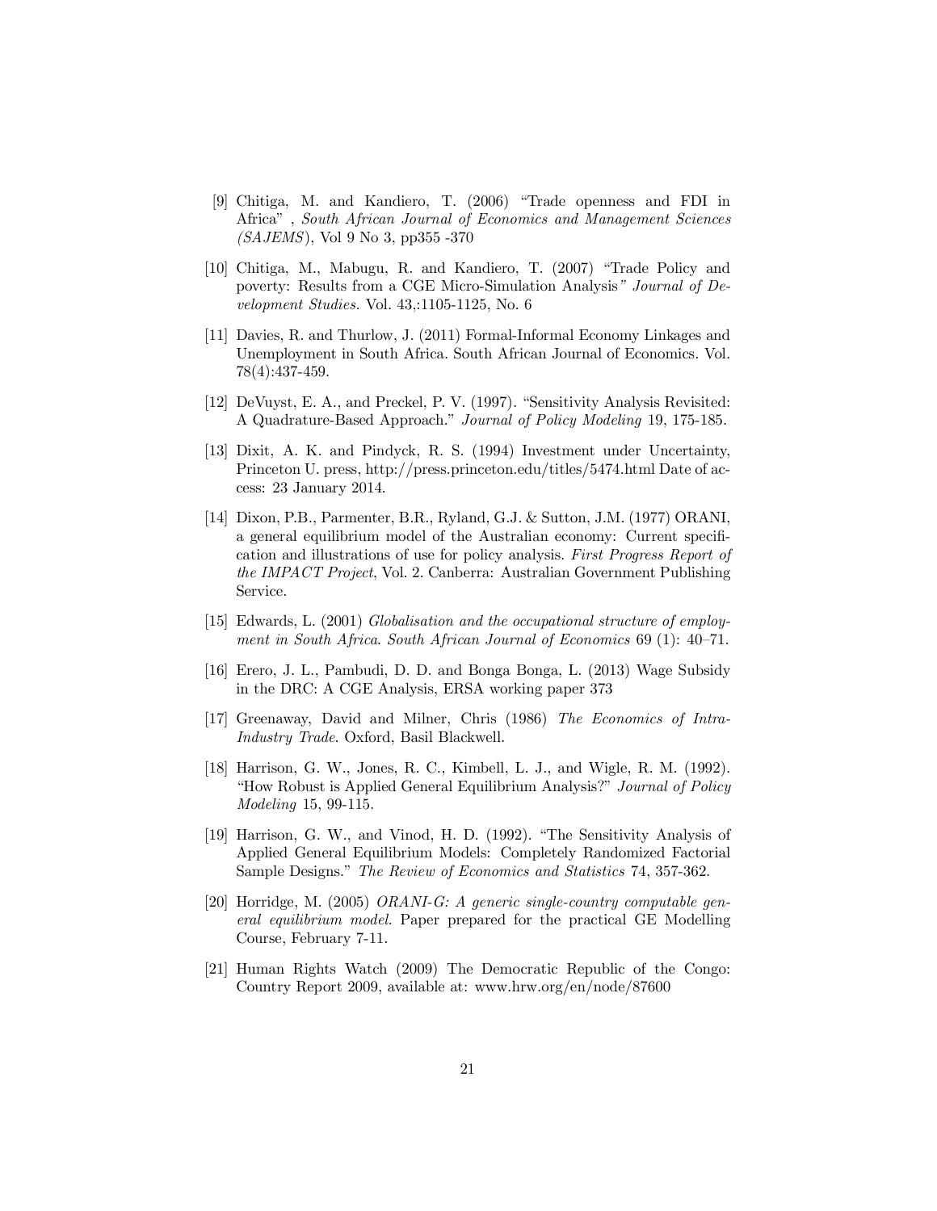[9] Chitiga, M. and Kandiero, T. (2006) "Trade openness and FDI in Africa" , *South African Journal of Economics and Management Sciences (SAJEMS)*, Vol 9 No 3, pp355 -370

[10] Chitiga, M., Mabugu, R. and Kandiero, T. (2007) "Trade Policy and poverty: Results from a CGE Micro-Simulation Analysis*" Journal of Development Studies*. Vol. 43,:1105-1125, No. 6

[11] Davies, R. and Thurlow, J. (2011) Formal-Informal Economy Linkages and Unemployment in South Africa. South African Journal of Economics. Vol. 78(4):437-459.

[12] DeVuyst, E. A., and Preckel, P. V. (1997). "Sensitivity Analysis Revisited: A Quadrature-Based Approach." *Journal of Policy Modeling* 19, 175-185.

[13] Dixit, A. K. and Pindyck, R. S. (1994) Investment under Uncertainty, Princeton U. press, http://press.princeton.edu/titles/5474.html Date of access: 23 January 2014.

[14] Dixon, P.B., Parmenter, B.R., Ryland, G.J. & Sutton, J.M. (1977) ORANI, a general equilibrium model of the Australian economy: Current specification and illustrations of use for policy analysis. *First Progress Report of the IMPACT Project*, Vol. 2. Canberra: Australian Government Publishing Service.

[15] Edwards, L. (2001) *Globalisation and the occupational structure of employment in South Africa. South African Journal of Economics* 69 (1): 40–71.

[16] Erero, J. L., Pambudi, D. D. and Bonga Bonga, L. (2013) Wage Subsidy in the DRC: A CGE Analysis, ERSA working paper 373

[17] Greenaway, David and Milner, Chris (1986) *The Economics of Intra-Industry Trade*. Oxford, Basil Blackwell.

[18] Harrison, G. W., Jones, R. C., Kimbell, L. J., and Wigle, R. M. (1992). "How Robust is Applied General Equilibrium Analysis?" *Journal of Policy Modeling* 15, 99-115.

[19] Harrison, G. W., and Vinod, H. D. (1992). "The Sensitivity Analysis of Applied General Equilibrium Models: Completely Randomized Factorial Sample Designs." *The Review of Economics and Statistics* 74, 357-362.

[20] Horridge, M. (2005) *ORANI-G: A generic single-country computable general equilibrium model.* Paper prepared for the practical GE Modelling Course, February 7-11.

[21] Human Rights Watch (2009) The Democratic Republic of the Congo: Country Report 2009, available at: www.hrw.org/en/node/87600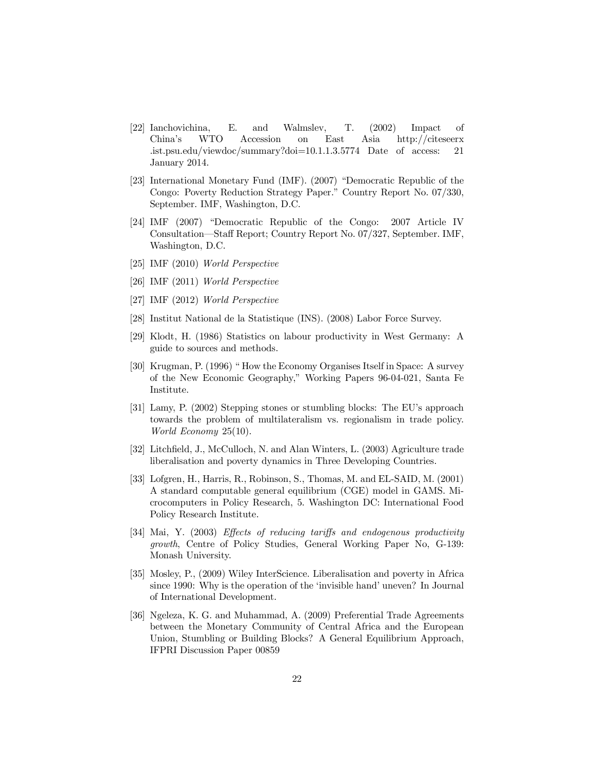[22] Ianchovichina, E. and Walmslev, T. (2002) Impact of China's WTO Accession on East Asia http://citeseerx .ist.psu.edu/viewdoc/summary?doi=10.1.1.3.5774 Date of access: 21 January 2014.

[23] International Monetary Fund (IMF). (2007) "Democratic Republic of the Congo: Poverty Reduction Strategy Paper." Country Report No. 07/330, September. IMF, Washington, D.C.

[24] IMF (2007) "Democratic Republic of the Congo: 2007 Article IV Consultation—Staff Report; Country Report No. 07/327, September. IMF, Washington, D.C.

[25] IMF (2010) *World Perspective*

[26] IMF (2011) *World Perspective*

[27] IMF (2012) *World Perspective*

[28] Institut National de la Statistique (INS). (2008) Labor Force Survey.

[29] Klodt, H. (1986) Statistics on labour productivity in West Germany: A guide to sources and methods.

[30] Krugman, P. (1996) " How the Economy Organises Itself in Space: A survey of the New Economic Geography," Working Papers 96-04-021, Santa Fe Institute.

[31] Lamy, P. (2002) Stepping stones or stumbling blocks: The EU's approach towards the problem of multilateralism vs. regionalism in trade policy. *World Economy* 25(10).

[32] Litchfield, J., McCulloch, N. and Alan Winters, L. (2003) Agriculture trade liberalisation and poverty dynamics in Three Developing Countries.

[33] Lofgren, H., Harris, R., Robinson, S., Thomas, M. and EL-SAID, M. (2001) A standard computable general equilibrium (CGE) model in GAMS. Microcomputers in Policy Research, 5. Washington DC: International Food Policy Research Institute.

[34] Mai, Y. (2003) *Effects of reducing tariffs and endogenous productivity growth*, Centre of Policy Studies, General Working Paper No, G-139: Monash University.

[35] Mosley, P., (2009) Wiley InterScience. Liberalisation and poverty in Africa since 1990: Why is the operation of the 'invisible hand' uneven? In Journal of International Development.

[36] Ngeleza, K. G. and Muhammad, A. (2009) Preferential Trade Agreements between the Monetary Community of Central Africa and the European Union, Stumbling or Building Blocks? A General Equilibrium Approach, IFPRI Discussion Paper 00859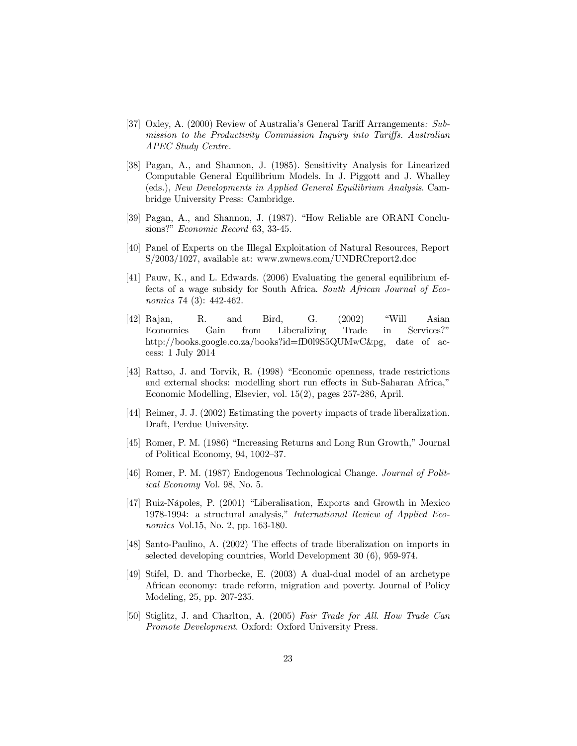[37] Oxley, A. (2000) Review of Australia's General Tariff Arrangements*: Submission to the Productivity Commission Inquiry into Tariffs. Australian APEC Study Centre.*

[38] Pagan, A., and Shannon, J. (1985). Sensitivity Analysis for Linearized Computable General Equilibrium Models. In J. Piggott and J. Whalley (eds.), *New Developments in Applied General Equilibrium Analysis*. Cambridge University Press: Cambridge.

[39] Pagan, A., and Shannon, J. (1987). "How Reliable are ORANI Conclusions?" *Economic Record* 63, 33-45.

[40] Panel of Experts on the Illegal Exploitation of Natural Resources, Report S/2003/1027, available at: www.zwnews.com/UNDRCreport2.doc

[41] Pauw, K., and L. Edwards. (2006) Evaluating the general equilibrium effects of a wage subsidy for South Africa. *South African Journal of Economics* 74 (3): 442-462.

[42] Rajan, R. and Bird, G. (2002) "Will Asian Economies Gain from Liberalizing Trade in Services?" http://books.google.co.za/books?id=fD0l9S5QUMwC&pg, date of access: 1 July 2014

[43] Rattso, J. and Torvik, R. (1998) "Economic openness, trade restrictions and external shocks: modelling short run effects in Sub-Saharan Africa," Economic Modelling, Elsevier, vol. 15(2), pages 257-286, April.

[44] Reimer, J. J. (2002) Estimating the poverty impacts of trade liberalization. Draft, Perdue University.

[45] Romer, P. M. (1986) "Increasing Returns and Long Run Growth," Journal of Political Economy, 94, 1002–37.

[46] Romer, P. M. (1987) Endogenous Technological Change. *Journal of Political Economy* Vol. 98, No. 5.

[47] Ruiz-Nápoles, P. (2001) "Liberalisation, Exports and Growth in Mexico 1978-1994: a structural analysis," *International Review of Applied Economics* Vol.15, No. 2, pp. 163-180.

[48] Santo-Paulino, A. (2002) The effects of trade liberalization on imports in selected developing countries, World Development 30 (6), 959-974.

[49] Stifel, D. and Thorbecke, E. (2003) A dual-dual model of an archetype African economy: trade reform, migration and poverty. Journal of Policy Modeling, 25, pp. 207-235.

[50] Stiglitz, J. and Charlton, A. (2005) *Fair Trade for All. How Trade Can Promote Development*. Oxford: Oxford University Press.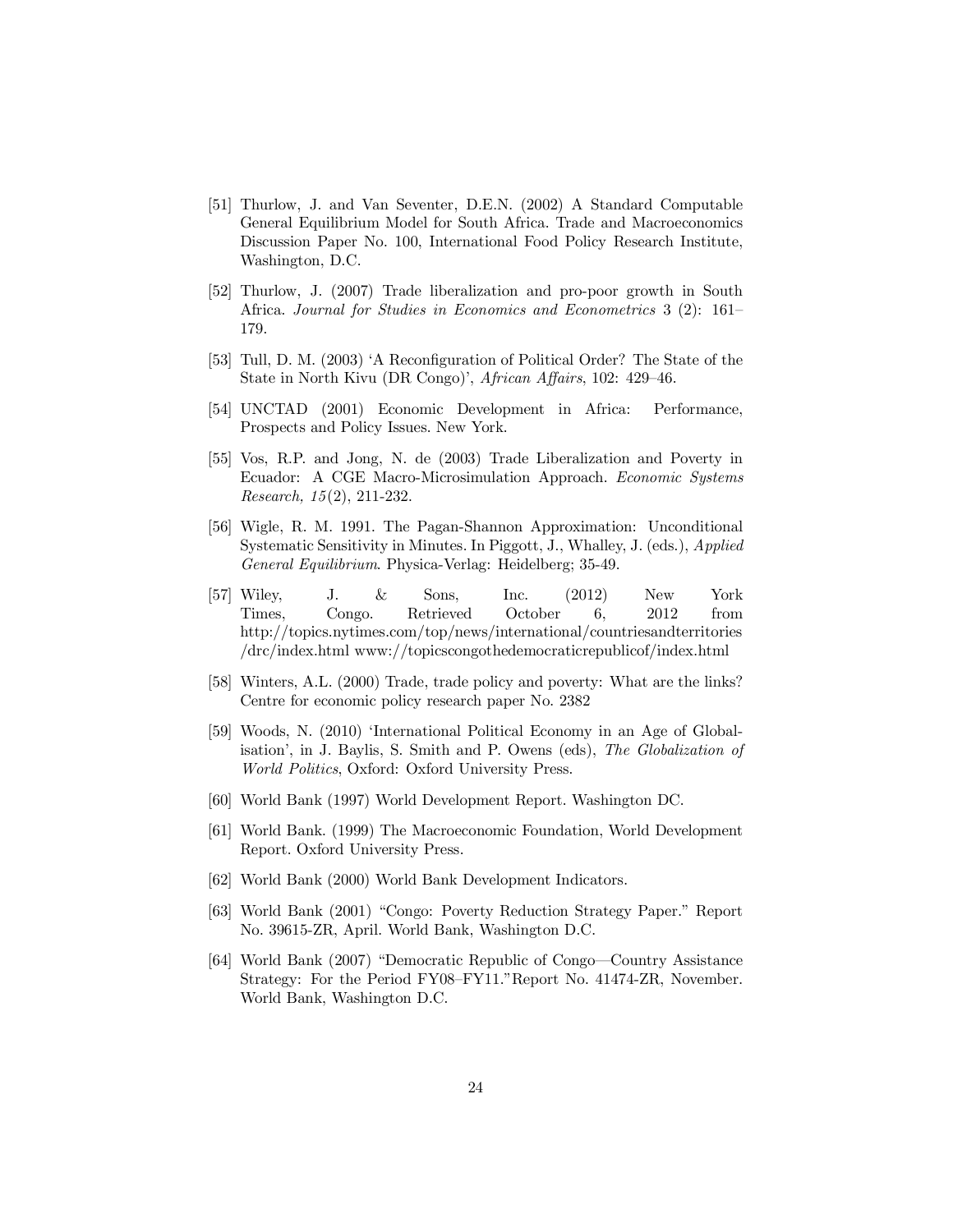[51] Thurlow, J. and Van Seventer, D.E.N. (2002) A Standard Computable General Equilibrium Model for South Africa. Trade and Macroeconomics Discussion Paper No. 100, International Food Policy Research Institute, Washington, D.C.

[52] Thurlow, J. (2007) Trade liberalization and pro-poor growth in South Africa. *Journal for Studies in Economics and Econometrics* 3 (2): 161–179.

[53] Tull, D. M. (2003) 'A Reconfiguration of Political Order? The State of the State in North Kivu (DR Congo)', *African Affairs*, 102: 429–46.

[54] UNCTAD (2001) Economic Development in Africa: Performance, Prospects and Policy Issues. New York.

[55] Vos, R.P. and Jong, N. de (2003) Trade Liberalization and Poverty in Ecuador: A CGE Macro-Microsimulation Approach. *Economic Systems Research, 15*(2), 211-232.

[56] Wigle, R. M. 1991. The Pagan-Shannon Approximation: Unconditional Systematic Sensitivity in Minutes. In Piggott, J., Whalley, J. (eds.), *Applied General Equilibrium*. Physica-Verlag: Heidelberg; 35-49.

[57] Wiley, J. & Sons, Inc. (2012) New York Times, Congo. Retrieved October 6, 2012 from http://topics.nytimes.com/top/news/international/countriesandterritories/drc/index.html www://topicscongothedemocraticrepublicof/index.html

[58] Winters, A.L. (2000) Trade, trade policy and poverty: What are the links? Centre for economic policy research paper No. 2382

[59] Woods, N. (2010) 'International Political Economy in an Age of Globalisation', in J. Baylis, S. Smith and P. Owens (eds), *The Globalization of World Politics*, Oxford: Oxford University Press.

[60] World Bank (1997) World Development Report. Washington DC.

[61] World Bank. (1999) The Macroeconomic Foundation, World Development Report. Oxford University Press.

[62] World Bank (2000) World Bank Development Indicators.

[63] World Bank (2001) "Congo: Poverty Reduction Strategy Paper." Report No. 39615-ZR, April. World Bank, Washington D.C.

[64] World Bank (2007) "Democratic Republic of Congo—Country Assistance Strategy: For the Period FY08–FY11."Report No. 41474-ZR, November. World Bank, Washington D.C.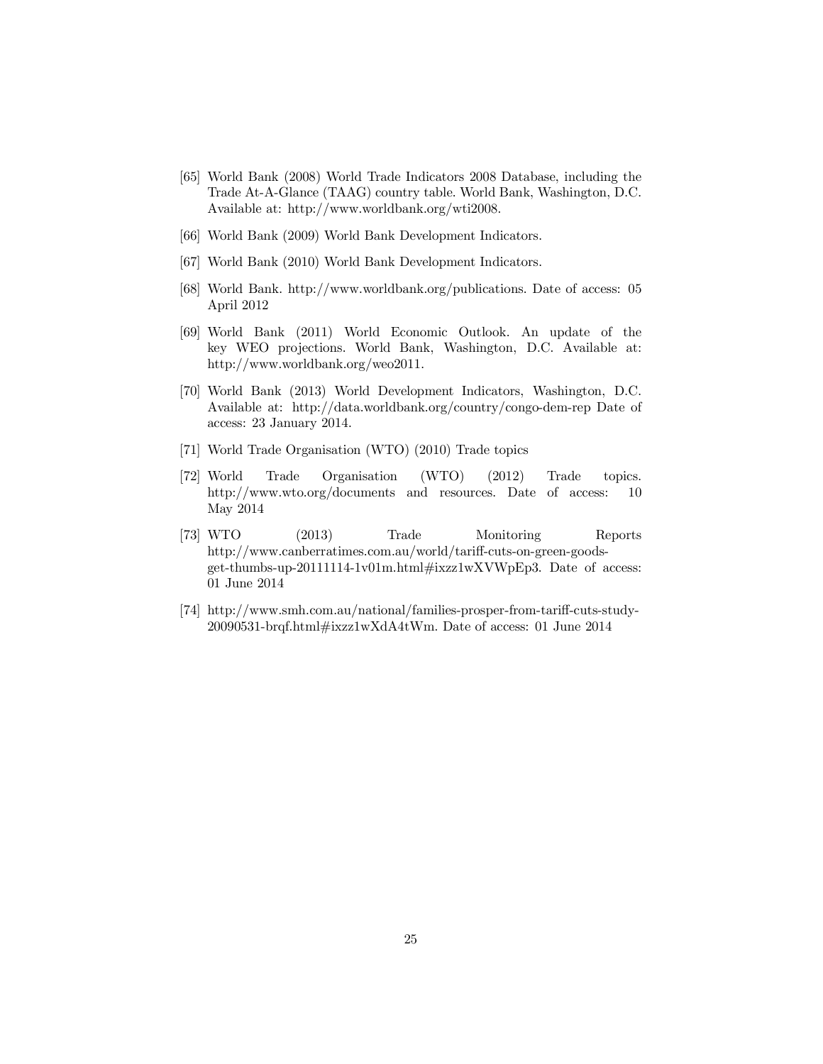[65] World Bank (2008) World Trade Indicators 2008 Database, including the Trade At-A-Glance (TAAG) country table. World Bank, Washington, D.C. Available at: http://www.worldbank.org/wti2008.

[66] World Bank (2009) World Bank Development Indicators.

[67] World Bank (2010) World Bank Development Indicators.

[68] World Bank. http://www.worldbank.org/publications. Date of access: 05 April 2012

[69] World Bank (2011) World Economic Outlook. An update of the key WEO projections. World Bank, Washington, D.C. Available at: http://www.worldbank.org/weo2011.

[70] World Bank (2013) World Development Indicators, Washington, D.C. Available at: http://data.worldbank.org/country/congo-dem-rep Date of access: 23 January 2014.

[71] World Trade Organisation (WTO) (2010) Trade topics

[72] World Trade Organisation (WTO) (2012) Trade topics. http://www.wto.org/documents and resources. Date of access: 10 May 2014

[73] WTO (2013) Trade Monitoring Reports http://www.canberratimes.com.au/world/tariff-cuts-on-green-goods-get-thumbs-up-20111114-1v01m.html#ixzz1wXVWpEp3. Date of access: 01 June 2014

[74] http://www.smh.com.au/national/families-prosper-from-tariff-cuts-study-20090531-brqf.html#ixzz1wXdA4tWm. Date of access: 01 June 2014